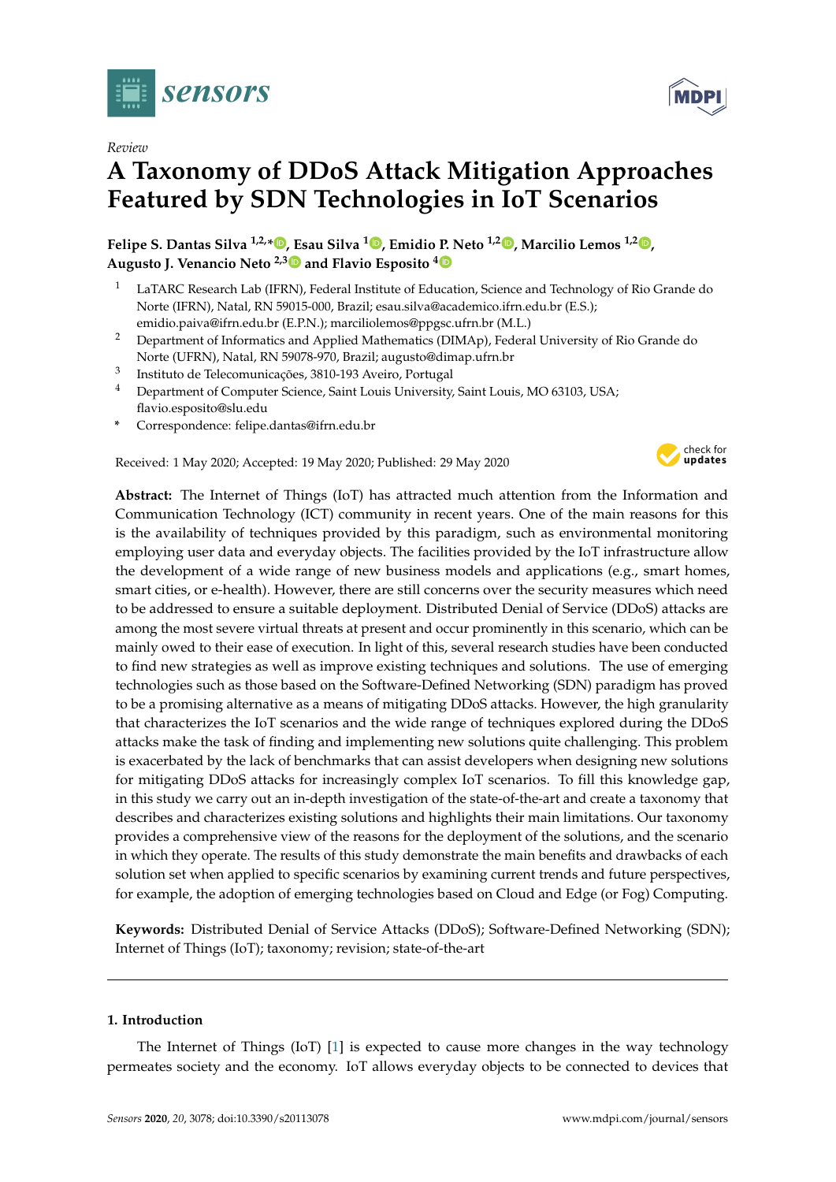*Review*

# A Taxonomy of DDoS Attack Mitigation Approaches Featured by SDN Technologies in IoT Scenarios

**Felipe S. Dantas Silva [1,2,*], Esau Silva [1], Emidio P. Neto [1,2], Marcilio Lemos [1,2], Augusto J. Venancio Neto [2,3] and Flavio Esposito [4]**

1. LaTARC Research Lab (IFRN), Federal Institute of Education, Science and Technology of Rio Grande do Norte (IFRN), Natal, RN 59015-000, Brazil; esau.silva@academico.ifrn.edu.br (E.S.); emidio.paiva@ifrn.edu.br (E.P.N.); marciliolemos@ppgsc.ufrn.br (M.L.)
2. Department of Informatics and Applied Mathematics (DIMAp), Federal University of Rio Grande do Norte (UFRN), Natal, RN 59078-970, Brazil; augusto@dimap.ufrn.br
3. Instituto de Telecomunicações, 3810-193 Aveiro, Portugal
4. Department of Computer Science, Saint Louis University, Saint Louis, MO 63103, USA; flavio.esposito@slu.edu

\* Correspondence: felipe.dantas@ifrn.edu.br

Received: 1 May 2020; Accepted: 19 May 2020; Published: 29 May 2020

**Abstract:** The Internet of Things (IoT) has attracted much attention from the Information and Communication Technology (ICT) community in recent years. One of the main reasons for this is the availability of techniques provided by this paradigm, such as environmental monitoring employing user data and everyday objects. The facilities provided by the IoT infrastructure allow the development of a wide range of new business models and applications (e.g., smart homes, smart cities, or e-health). However, there are still concerns over the security measures which need to be addressed to ensure a suitable deployment. Distributed Denial of Service (DDoS) attacks are among the most severe virtual threats at present and occur prominently in this scenario, which can be mainly owed to their ease of execution. In light of this, several research studies have been conducted to find new strategies as well as improve existing techniques and solutions. The use of emerging technologies such as those based on the Software-Defined Networking (SDN) paradigm has proved to be a promising alternative as a means of mitigating DDoS attacks. However, the high granularity that characterizes the IoT scenarios and the wide range of techniques explored during the DDoS attacks make the task of finding and implementing new solutions quite challenging. This problem is exacerbated by the lack of benchmarks that can assist developers when designing new solutions for mitigating DDoS attacks for increasingly complex IoT scenarios. To fill this knowledge gap, in this study we carry out an in-depth investigation of the state-of-the-art and create a taxonomy that describes and characterizes existing solutions and highlights their main limitations. Our taxonomy provides a comprehensive view of the reasons for the deployment of the solutions, and the scenario in which they operate. The results of this study demonstrate the main benefits and drawbacks of each solution set when applied to specific scenarios by examining current trends and future perspectives, for example, the adoption of emerging technologies based on Cloud and Edge (or Fog) Computing.

**Keywords:** Distributed Denial of Service Attacks (DDoS); Software-Defined Networking (SDN); Internet of Things (IoT); taxonomy; revision; state-of-the-art

## 1. Introduction

The Internet of Things (IoT) [1] is expected to cause more changes in the way technology permeates society and the economy. IoT allows everyday objects to be connected to devices that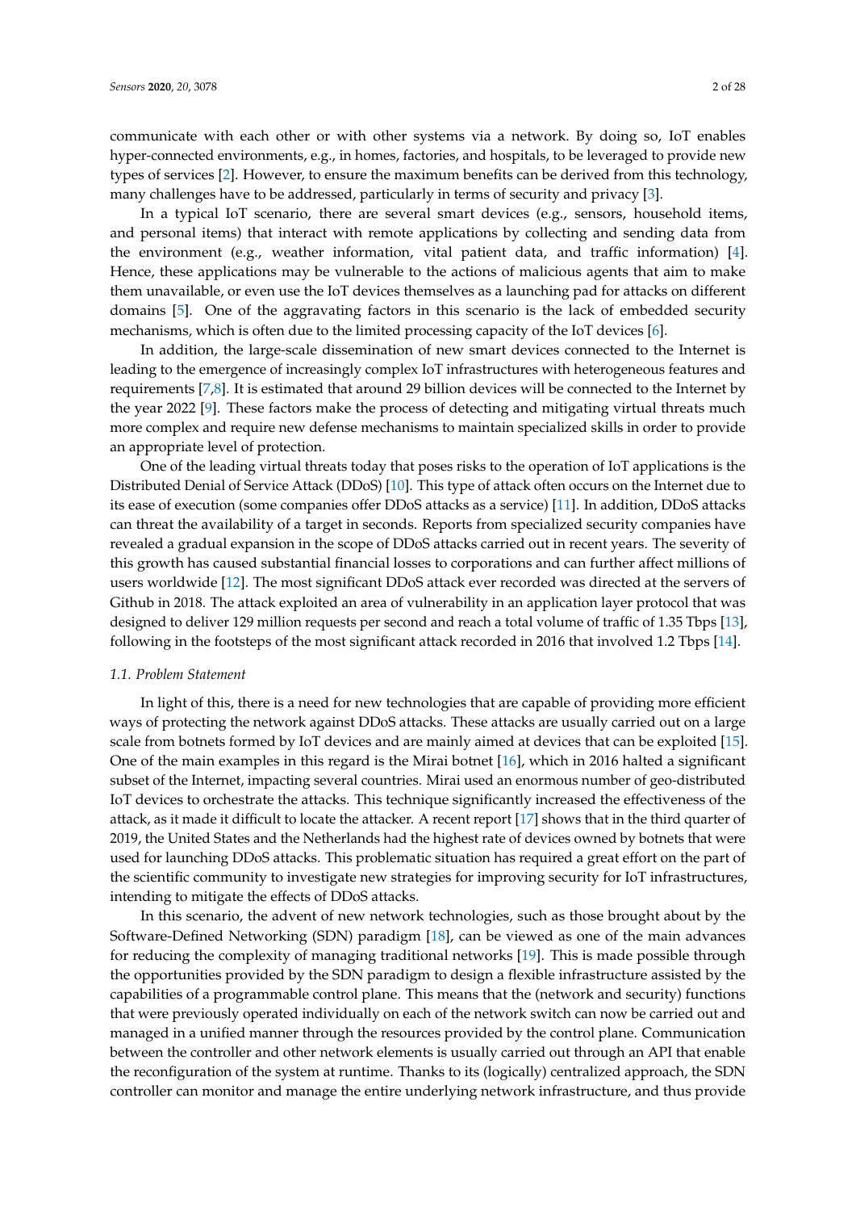communicate with each other or with other systems via a network. By doing so, IoT enables hyper-connected environments, e.g., in homes, factories, and hospitals, to be leveraged to provide new types of services [2]. However, to ensure the maximum benefits can be derived from this technology, many challenges have to be addressed, particularly in terms of security and privacy [3].

In a typical IoT scenario, there are several smart devices (e.g., sensors, household items, and personal items) that interact with remote applications by collecting and sending data from the environment (e.g., weather information, vital patient data, and traffic information) [4]. Hence, these applications may be vulnerable to the actions of malicious agents that aim to make them unavailable, or even use the IoT devices themselves as a launching pad for attacks on different domains [5]. One of the aggravating factors in this scenario is the lack of embedded security mechanisms, which is often due to the limited processing capacity of the IoT devices [6].

In addition, the large-scale dissemination of new smart devices connected to the Internet is leading to the emergence of increasingly complex IoT infrastructures with heterogeneous features and requirements [7,8]. It is estimated that around 29 billion devices will be connected to the Internet by the year 2022 [9]. These factors make the process of detecting and mitigating virtual threats much more complex and require new defense mechanisms to maintain specialized skills in order to provide an appropriate level of protection.

One of the leading virtual threats today that poses risks to the operation of IoT applications is the Distributed Denial of Service Attack (DDoS) [10]. This type of attack often occurs on the Internet due to its ease of execution (some companies offer DDoS attacks as a service) [11]. In addition, DDoS attacks can threat the availability of a target in seconds. Reports from specialized security companies have revealed a gradual expansion in the scope of DDoS attacks carried out in recent years. The severity of this growth has caused substantial financial losses to corporations and can further affect millions of users worldwide [12]. The most significant DDoS attack ever recorded was directed at the servers of Github in 2018. The attack exploited an area of vulnerability in an application layer protocol that was designed to deliver 129 million requests per second and reach a total volume of traffic of 1.35 Tbps [13], following in the footsteps of the most significant attack recorded in 2016 that involved 1.2 Tbps [14].

### 1.1. Problem Statement

In light of this, there is a need for new technologies that are capable of providing more efficient ways of protecting the network against DDoS attacks. These attacks are usually carried out on a large scale from botnets formed by IoT devices and are mainly aimed at devices that can be exploited [15]. One of the main examples in this regard is the Mirai botnet [16], which in 2016 halted a significant subset of the Internet, impacting several countries. Mirai used an enormous number of geo-distributed IoT devices to orchestrate the attacks. This technique significantly increased the effectiveness of the attack, as it made it difficult to locate the attacker. A recent report [17] shows that in the third quarter of 2019, the United States and the Netherlands had the highest rate of devices owned by botnets that were used for launching DDoS attacks. This problematic situation has required a great effort on the part of the scientific community to investigate new strategies for improving security for IoT infrastructures, intending to mitigate the effects of DDoS attacks.

In this scenario, the advent of new network technologies, such as those brought about by the Software-Defined Networking (SDN) paradigm [18], can be viewed as one of the main advances for reducing the complexity of managing traditional networks [19]. This is made possible through the opportunities provided by the SDN paradigm to design a flexible infrastructure assisted by the capabilities of a programmable control plane. This means that the (network and security) functions that were previously operated individually on each of the network switch can now be carried out and managed in a unified manner through the resources provided by the control plane. Communication between the controller and other network elements is usually carried out through an API that enable the reconfiguration of the system at runtime. Thanks to its (logically) centralized approach, the SDN controller can monitor and manage the entire underlying network infrastructure, and thus provide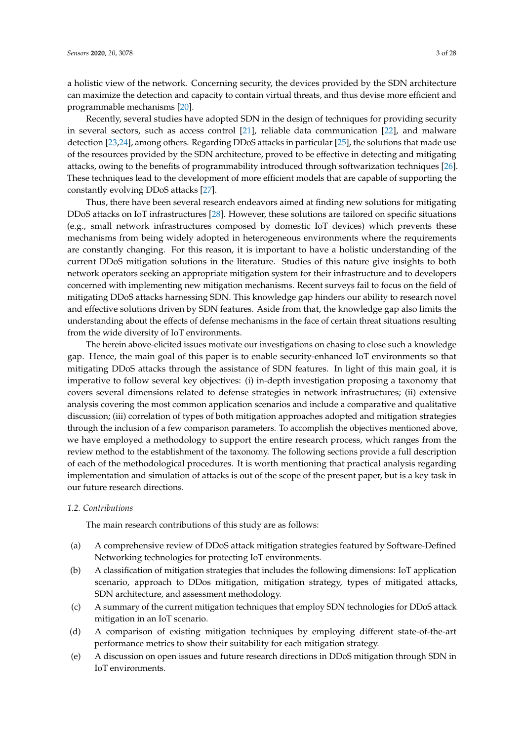a holistic view of the network. Concerning security, the devices provided by the SDN architecture can maximize the detection and capacity to contain virtual threats, and thus devise more efficient and programmable mechanisms [20].

Recently, several studies have adopted SDN in the design of techniques for providing security in several sectors, such as access control [21], reliable data communication [22], and malware detection [23,24], among others. Regarding DDoS attacks in particular [25], the solutions that made use of the resources provided by the SDN architecture, proved to be effective in detecting and mitigating attacks, owing to the benefits of programmability introduced through softwarization techniques [26]. These techniques lead to the development of more efficient models that are capable of supporting the constantly evolving DDoS attacks [27].

Thus, there have been several research endeavors aimed at finding new solutions for mitigating DDoS attacks on IoT infrastructures [28]. However, these solutions are tailored on specific situations (e.g., small network infrastructures composed by domestic IoT devices) which prevents these mechanisms from being widely adopted in heterogeneous environments where the requirements are constantly changing. For this reason, it is important to have a holistic understanding of the current DDoS mitigation solutions in the literature. Studies of this nature give insights to both network operators seeking an appropriate mitigation system for their infrastructure and to developers concerned with implementing new mitigation mechanisms. Recent surveys fail to focus on the field of mitigating DDoS attacks harnessing SDN. This knowledge gap hinders our ability to research novel and effective solutions driven by SDN features. Aside from that, the knowledge gap also limits the understanding about the effects of defense mechanisms in the face of certain threat situations resulting from the wide diversity of IoT environments.

The herein above-elicited issues motivate our investigations on chasing to close such a knowledge gap. Hence, the main goal of this paper is to enable security-enhanced IoT environments so that mitigating DDoS attacks through the assistance of SDN features. In light of this main goal, it is imperative to follow several key objectives: (i) in-depth investigation proposing a taxonomy that covers several dimensions related to defense strategies in network infrastructures; (ii) extensive analysis covering the most common application scenarios and include a comparative and qualitative discussion; (iii) correlation of types of both mitigation approaches adopted and mitigation strategies through the inclusion of a few comparison parameters. To accomplish the objectives mentioned above, we have employed a methodology to support the entire research process, which ranges from the review method to the establishment of the taxonomy. The following sections provide a full description of each of the methodological procedures. It is worth mentioning that practical analysis regarding implementation and simulation of attacks is out of the scope of the present paper, but is a key task in our future research directions.

### *1.2. Contributions*

The main research contributions of this study are as follows:

(a) A comprehensive review of DDoS attack mitigation strategies featured by Software-Defined Networking technologies for protecting IoT environments.

(b) A classification of mitigation strategies that includes the following dimensions: IoT application scenario, approach to DDos mitigation, mitigation strategy, types of mitigated attacks, SDN architecture, and assessment methodology.

(c) A summary of the current mitigation techniques that employ SDN technologies for DDoS attack mitigation in an IoT scenario.

(d) A comparison of existing mitigation techniques by employing different state-of-the-art performance metrics to show their suitability for each mitigation strategy.

(e) A discussion on open issues and future research directions in DDoS mitigation through SDN in IoT environments.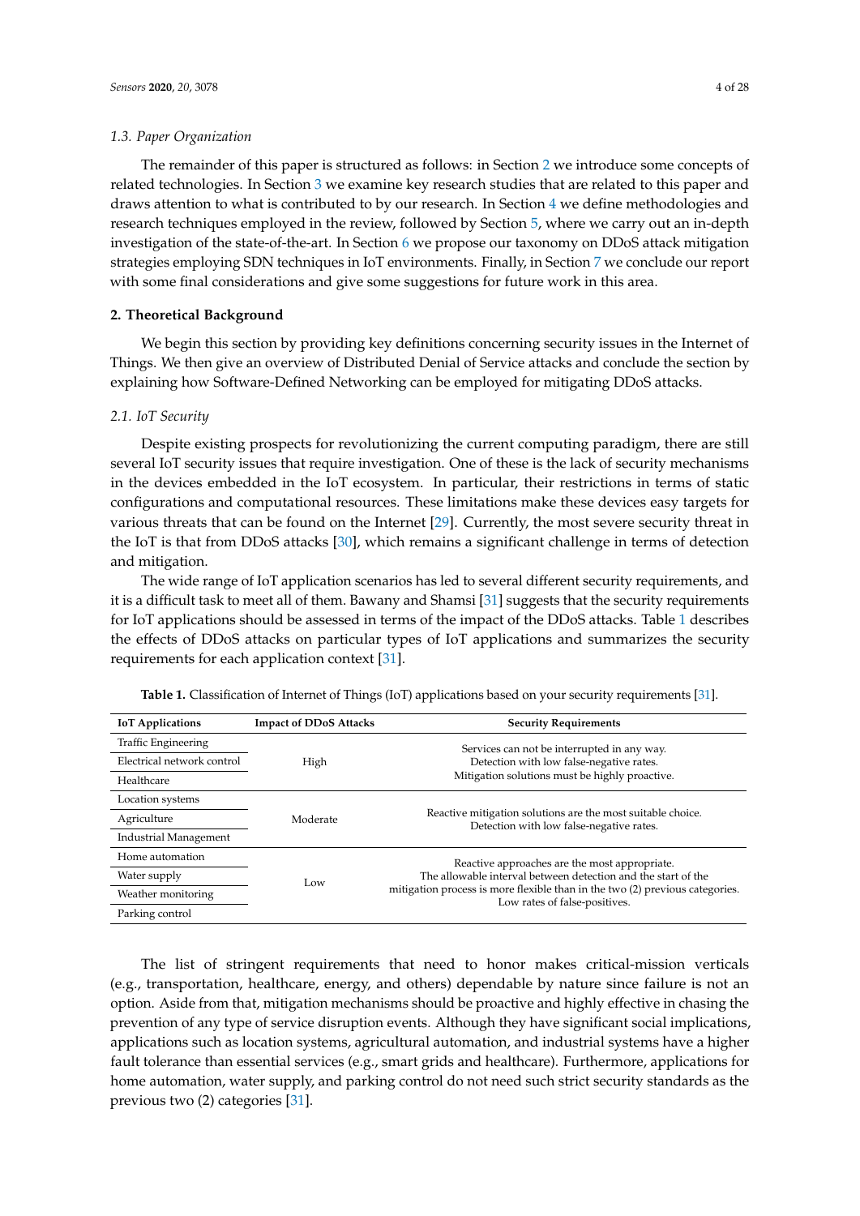### 1.3. Paper Organization

The remainder of this paper is structured as follows: in Section 2 we introduce some concepts of related technologies. In Section 3 we examine key research studies that are related to this paper and draws attention to what is contributed to by our research. In Section 4 we define methodologies and research techniques employed in the review, followed by Section 5, where we carry out an in-depth investigation of the state-of-the-art. In Section 6 we propose our taxonomy on DDoS attack mitigation strategies employing SDN techniques in IoT environments. Finally, in Section 7 we conclude our report with some final considerations and give some suggestions for future work in this area.

## 2. Theoretical Background

We begin this section by providing key definitions concerning security issues in the Internet of Things. We then give an overview of Distributed Denial of Service attacks and conclude the section by explaining how Software-Defined Networking can be employed for mitigating DDoS attacks.

### 2.1. IoT Security

Despite existing prospects for revolutionizing the current computing paradigm, there are still several IoT security issues that require investigation. One of these is the lack of security mechanisms in the devices embedded in the IoT ecosystem. In particular, their restrictions in terms of static configurations and computational resources. These limitations make these devices easy targets for various threats that can be found on the Internet [29]. Currently, the most severe security threat in the IoT is that from DDoS attacks [30], which remains a significant challenge in terms of detection and mitigation.

The wide range of IoT application scenarios has led to several different security requirements, and it is a difficult task to meet all of them. Bawany and Shamsi [31] suggests that the security requirements for IoT applications should be assessed in terms of the impact of the DDoS attacks. Table 1 describes the effects of DDoS attacks on particular types of IoT applications and summarizes the security requirements for each application context [31].

**Table 1.** Classification of Internet of Things (IoT) applications based on your security requirements [31].

| IoT Applications | Impact of DDoS Attacks | Security Requirements |
|---|---|---|
| Traffic Engineering | High | Services can not be interrupted in any way. Detection with low false-negative rates. Mitigation solutions must be highly proactive. |
| Electrical network control | | |
| Healthcare | | |
| Location systems | Moderate | Reactive mitigation solutions are the most suitable choice. Detection with low false-negative rates. |
| Agriculture | | |
| Industrial Management | | |
| Home automation | Low | Reactive approaches are the most appropriate. The allowable interval between detection and the start of the mitigation process is more flexible than in the two (2) previous categories. Low rates of false-positives. |
| Water supply | | |
| Weather monitoring | | |
| Parking control | | |

The list of stringent requirements that need to honor makes critical-mission verticals (e.g., transportation, healthcare, energy, and others) dependable by nature since failure is not an option. Aside from that, mitigation mechanisms should be proactive and highly effective in chasing the prevention of any type of service disruption events. Although they have significant social implications, applications such as location systems, agricultural automation, and industrial systems have a higher fault tolerance than essential services (e.g., smart grids and healthcare). Furthermore, applications for home automation, water supply, and parking control do not need such strict security standards as the previous two (2) categories [31].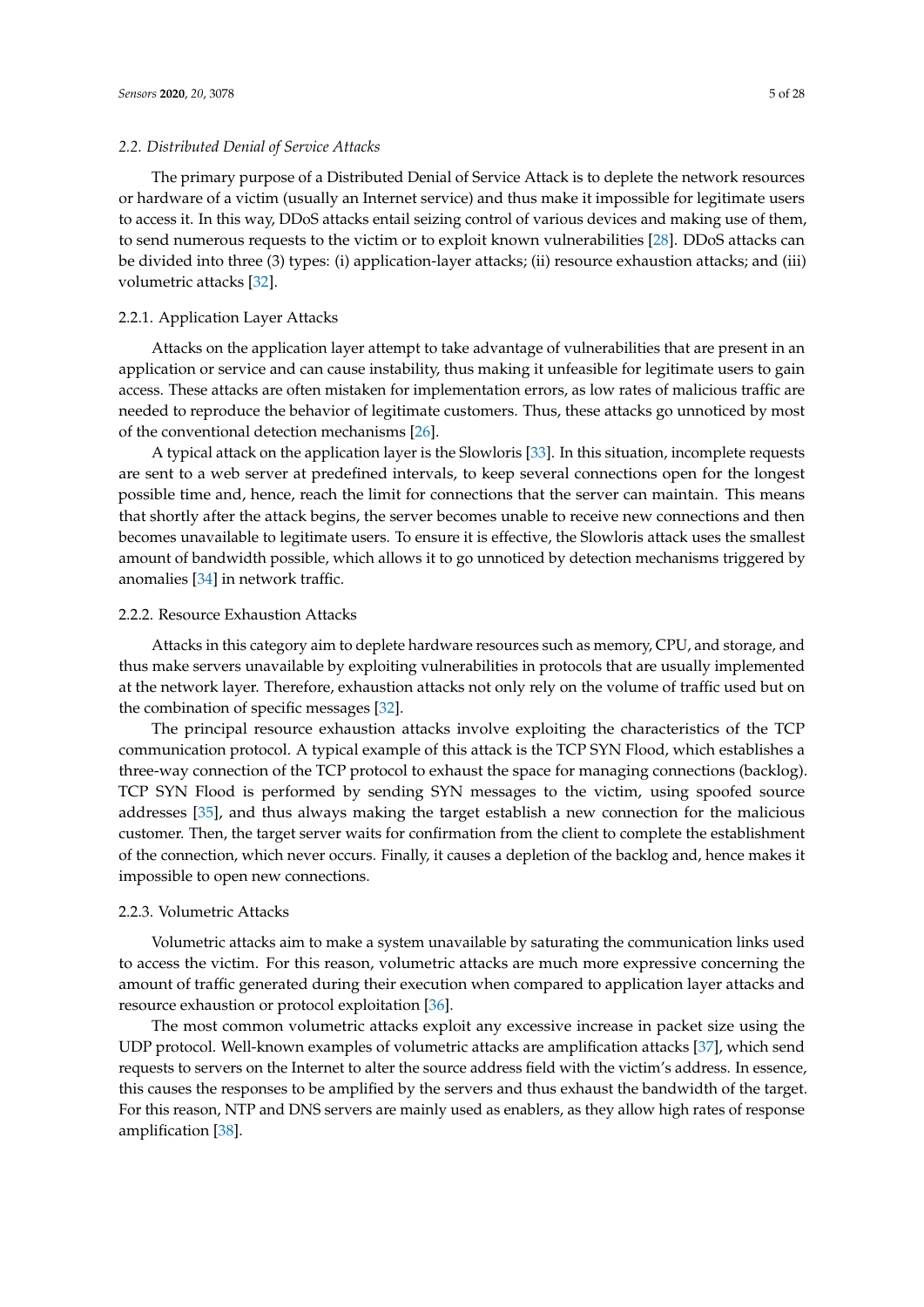### 2.2. Distributed Denial of Service Attacks

The primary purpose of a Distributed Denial of Service Attack is to deplete the network resources or hardware of a victim (usually an Internet service) and thus make it impossible for legitimate users to access it. In this way, DDoS attacks entail seizing control of various devices and making use of them, to send numerous requests to the victim or to exploit known vulnerabilities [28]. DDoS attacks can be divided into three (3) types: (i) application-layer attacks; (ii) resource exhaustion attacks; and (iii) volumetric attacks [32].

#### 2.2.1. Application Layer Attacks

Attacks on the application layer attempt to take advantage of vulnerabilities that are present in an application or service and can cause instability, thus making it unfeasible for legitimate users to gain access. These attacks are often mistaken for implementation errors, as low rates of malicious traffic are needed to reproduce the behavior of legitimate customers. Thus, these attacks go unnoticed by most of the conventional detection mechanisms [26].

A typical attack on the application layer is the Slowloris [33]. In this situation, incomplete requests are sent to a web server at predefined intervals, to keep several connections open for the longest possible time and, hence, reach the limit for connections that the server can maintain. This means that shortly after the attack begins, the server becomes unable to receive new connections and then becomes unavailable to legitimate users. To ensure it is effective, the Slowloris attack uses the smallest amount of bandwidth possible, which allows it to go unnoticed by detection mechanisms triggered by anomalies [34] in network traffic.

#### 2.2.2. Resource Exhaustion Attacks

Attacks in this category aim to deplete hardware resources such as memory, CPU, and storage, and thus make servers unavailable by exploiting vulnerabilities in protocols that are usually implemented at the network layer. Therefore, exhaustion attacks not only rely on the volume of traffic used but on the combination of specific messages [32].

The principal resource exhaustion attacks involve exploiting the characteristics of the TCP communication protocol. A typical example of this attack is the TCP SYN Flood, which establishes a three-way connection of the TCP protocol to exhaust the space for managing connections (backlog). TCP SYN Flood is performed by sending SYN messages to the victim, using spoofed source addresses [35], and thus always making the target establish a new connection for the malicious customer. Then, the target server waits for confirmation from the client to complete the establishment of the connection, which never occurs. Finally, it causes a depletion of the backlog and, hence makes it impossible to open new connections.

#### 2.2.3. Volumetric Attacks

Volumetric attacks aim to make a system unavailable by saturating the communication links used to access the victim. For this reason, volumetric attacks are much more expressive concerning the amount of traffic generated during their execution when compared to application layer attacks and resource exhaustion or protocol exploitation [36].

The most common volumetric attacks exploit any excessive increase in packet size using the UDP protocol. Well-known examples of volumetric attacks are amplification attacks [37], which send requests to servers on the Internet to alter the source address field with the victim's address. In essence, this causes the responses to be amplified by the servers and thus exhaust the bandwidth of the target. For this reason, NTP and DNS servers are mainly used as enablers, as they allow high rates of response amplification [38].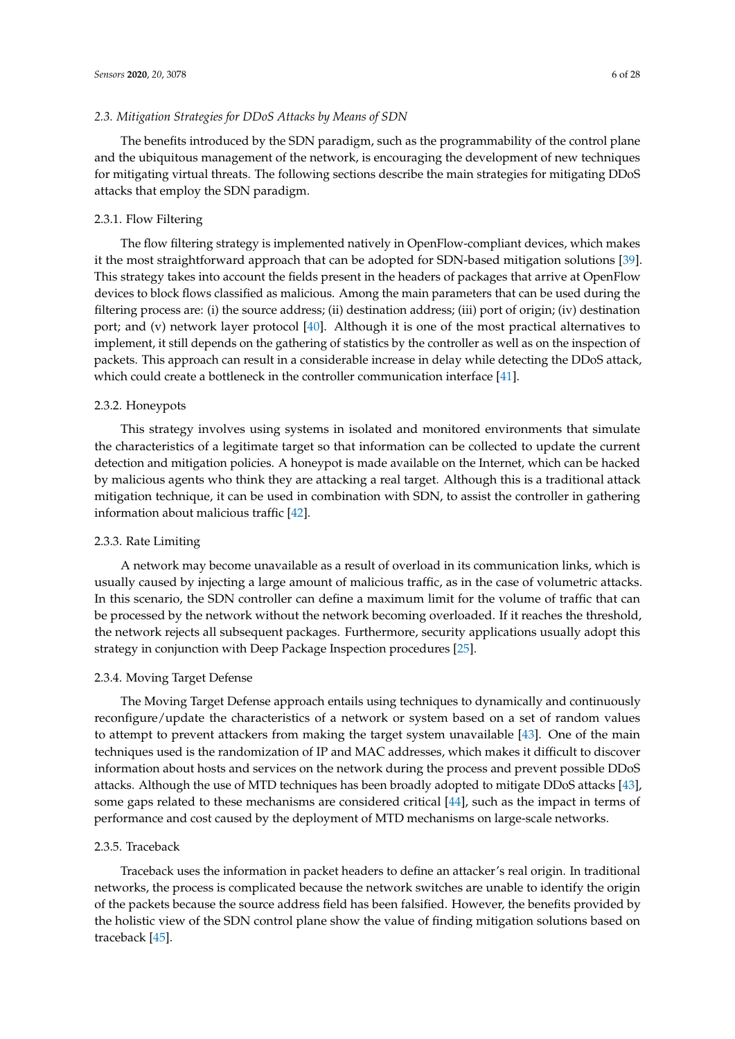### 2.3. Mitigation Strategies for DDoS Attacks by Means of SDN

The benefits introduced by the SDN paradigm, such as the programmability of the control plane and the ubiquitous management of the network, is encouraging the development of new techniques for mitigating virtual threats. The following sections describe the main strategies for mitigating DDoS attacks that employ the SDN paradigm.

#### 2.3.1. Flow Filtering

The flow filtering strategy is implemented natively in OpenFlow-compliant devices, which makes it the most straightforward approach that can be adopted for SDN-based mitigation solutions [39]. This strategy takes into account the fields present in the headers of packages that arrive at OpenFlow devices to block flows classified as malicious. Among the main parameters that can be used during the filtering process are: (i) the source address; (ii) destination address; (iii) port of origin; (iv) destination port; and (v) network layer protocol [40]. Although it is one of the most practical alternatives to implement, it still depends on the gathering of statistics by the controller as well as on the inspection of packets. This approach can result in a considerable increase in delay while detecting the DDoS attack, which could create a bottleneck in the controller communication interface [41].

#### 2.3.2. Honeypots

This strategy involves using systems in isolated and monitored environments that simulate the characteristics of a legitimate target so that information can be collected to update the current detection and mitigation policies. A honeypot is made available on the Internet, which can be hacked by malicious agents who think they are attacking a real target. Although this is a traditional attack mitigation technique, it can be used in combination with SDN, to assist the controller in gathering information about malicious traffic [42].

#### 2.3.3. Rate Limiting

A network may become unavailable as a result of overload in its communication links, which is usually caused by injecting a large amount of malicious traffic, as in the case of volumetric attacks. In this scenario, the SDN controller can define a maximum limit for the volume of traffic that can be processed by the network without the network becoming overloaded. If it reaches the threshold, the network rejects all subsequent packages. Furthermore, security applications usually adopt this strategy in conjunction with Deep Package Inspection procedures [25].

#### 2.3.4. Moving Target Defense

The Moving Target Defense approach entails using techniques to dynamically and continuously reconfigure/update the characteristics of a network or system based on a set of random values to attempt to prevent attackers from making the target system unavailable [43]. One of the main techniques used is the randomization of IP and MAC addresses, which makes it difficult to discover information about hosts and services on the network during the process and prevent possible DDoS attacks. Although the use of MTD techniques has been broadly adopted to mitigate DDoS attacks [43], some gaps related to these mechanisms are considered critical [44], such as the impact in terms of performance and cost caused by the deployment of MTD mechanisms on large-scale networks.

#### 2.3.5. Traceback

Traceback uses the information in packet headers to define an attacker's real origin. In traditional networks, the process is complicated because the network switches are unable to identify the origin of the packets because the source address field has been falsified. However, the benefits provided by the holistic view of the SDN control plane show the value of finding mitigation solutions based on traceback [45].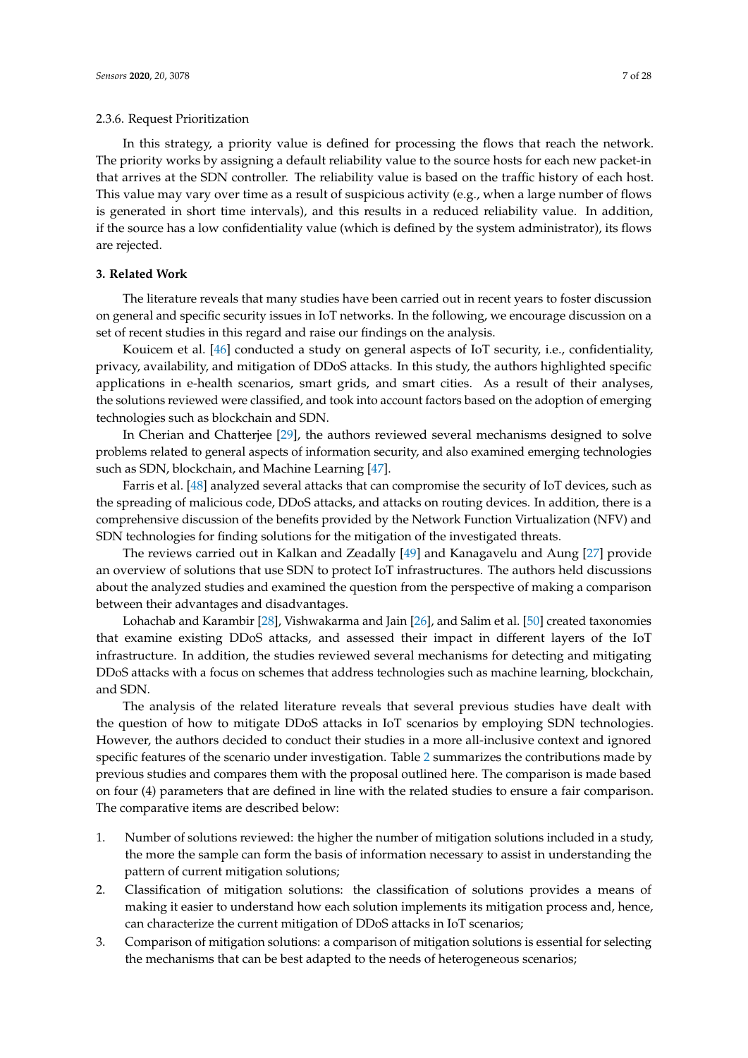#### 2.3.6. Request Prioritization

In this strategy, a priority value is defined for processing the flows that reach the network. The priority works by assigning a default reliability value to the source hosts for each new packet-in that arrives at the SDN controller. The reliability value is based on the traffic history of each host. This value may vary over time as a result of suspicious activity (e.g., when a large number of flows is generated in short time intervals), and this results in a reduced reliability value. In addition, if the source has a low confidentiality value (which is defined by the system administrator), its flows are rejected.

## 3. Related Work

The literature reveals that many studies have been carried out in recent years to foster discussion on general and specific security issues in IoT networks. In the following, we encourage discussion on a set of recent studies in this regard and raise our findings on the analysis.

Kouicem et al. [46] conducted a study on general aspects of IoT security, i.e., confidentiality, privacy, availability, and mitigation of DDoS attacks. In this study, the authors highlighted specific applications in e-health scenarios, smart grids, and smart cities. As a result of their analyses, the solutions reviewed were classified, and took into account factors based on the adoption of emerging technologies such as blockchain and SDN.

In Cherian and Chatterjee [29], the authors reviewed several mechanisms designed to solve problems related to general aspects of information security, and also examined emerging technologies such as SDN, blockchain, and Machine Learning [47].

Farris et al. [48] analyzed several attacks that can compromise the security of IoT devices, such as the spreading of malicious code, DDoS attacks, and attacks on routing devices. In addition, there is a comprehensive discussion of the benefits provided by the Network Function Virtualization (NFV) and SDN technologies for finding solutions for the mitigation of the investigated threats.

The reviews carried out in Kalkan and Zeadally [49] and Kanagavelu and Aung [27] provide an overview of solutions that use SDN to protect IoT infrastructures. The authors held discussions about the analyzed studies and examined the question from the perspective of making a comparison between their advantages and disadvantages.

Lohachab and Karambir [28], Vishwakarma and Jain [26], and Salim et al. [50] created taxonomies that examine existing DDoS attacks, and assessed their impact in different layers of the IoT infrastructure. In addition, the studies reviewed several mechanisms for detecting and mitigating DDoS attacks with a focus on schemes that address technologies such as machine learning, blockchain, and SDN.

The analysis of the related literature reveals that several previous studies have dealt with the question of how to mitigate DDoS attacks in IoT scenarios by employing SDN technologies. However, the authors decided to conduct their studies in a more all-inclusive context and ignored specific features of the scenario under investigation. Table 2 summarizes the contributions made by previous studies and compares them with the proposal outlined here. The comparison is made based on four (4) parameters that are defined in line with the related studies to ensure a fair comparison. The comparative items are described below:

1. Number of solutions reviewed: the higher the number of mitigation solutions included in a study, the more the sample can form the basis of information necessary to assist in understanding the pattern of current mitigation solutions;
2. Classification of mitigation solutions: the classification of solutions provides a means of making it easier to understand how each solution implements its mitigation process and, hence, can characterize the current mitigation of DDoS attacks in IoT scenarios;
3. Comparison of mitigation solutions: a comparison of mitigation solutions is essential for selecting the mechanisms that can be best adapted to the needs of heterogeneous scenarios;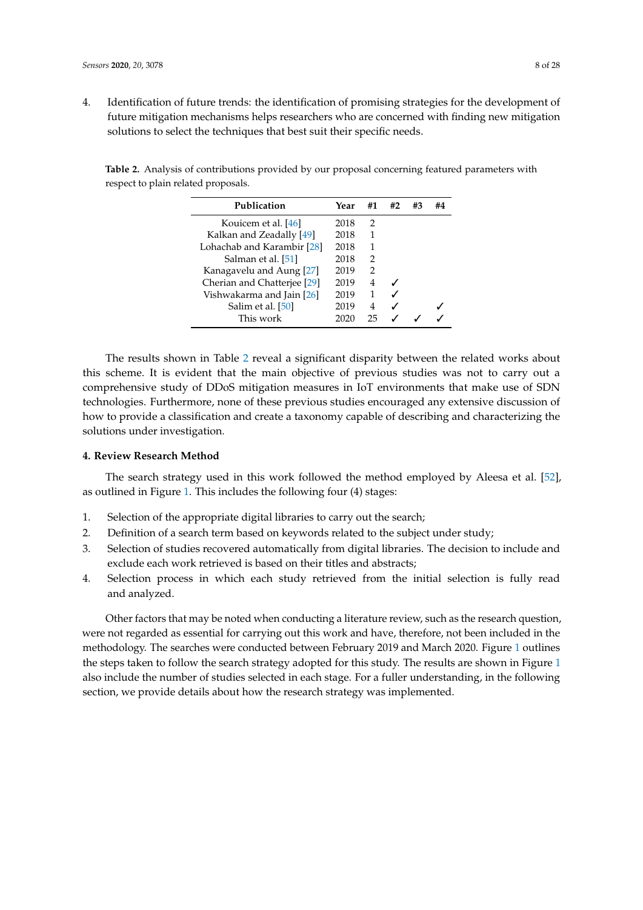4. Identification of future trends: the identification of promising strategies for the development of future mitigation mechanisms helps researchers who are concerned with finding new mitigation solutions to select the techniques that best suit their specific needs.

**Table 2.** Analysis of contributions provided by our proposal concerning featured parameters with respect to plain related proposals.

| Publication | Year | #1 | #2 | #3 | #4 |
|---|---|---|---|---|---|
| Kouicem et al. [46] | 2018 | 2 | | | |
| Kalkan and Zeadally [49] | 2018 | 1 | | | |
| Lohachab and Karambir [28] | 2018 | 1 | | | |
| Salman et al. [51] | 2018 | 2 | | | |
| Kanagavelu and Aung [27] | 2019 | 2 | | | |
| Cherian and Chatterjee [29] | 2019 | 4 | ✓ | | |
| Vishwakarma and Jain [26] | 2019 | 1 | ✓ | | |
| Salim et al. [50] | 2019 | 4 | ✓ | | ✓ |
| This work | 2020 | 25 | ✓ | ✓ | ✓ |

The results shown in Table 2 reveal a significant disparity between the related works about this scheme. It is evident that the main objective of previous studies was not to carry out a comprehensive study of DDoS mitigation measures in IoT environments that make use of SDN technologies. Furthermore, none of these previous studies encouraged any extensive discussion of how to provide a classification and create a taxonomy capable of describing and characterizing the solutions under investigation.

## 4. Review Research Method

The search strategy used in this work followed the method employed by Aleesa et al. [52], as outlined in Figure 1. This includes the following four (4) stages:

1. Selection of the appropriate digital libraries to carry out the search;
2. Definition of a search term based on keywords related to the subject under study;
3. Selection of studies recovered automatically from digital libraries. The decision to include and exclude each work retrieved is based on their titles and abstracts;
4. Selection process in which each study retrieved from the initial selection is fully read and analyzed.

Other factors that may be noted when conducting a literature review, such as the research question, were not regarded as essential for carrying out this work and have, therefore, not been included in the methodology. The searches were conducted between February 2019 and March 2020. Figure 1 outlines the steps taken to follow the search strategy adopted for this study. The results are shown in Figure 1 also include the number of studies selected in each stage. For a fuller understanding, in the following section, we provide details about how the research strategy was implemented.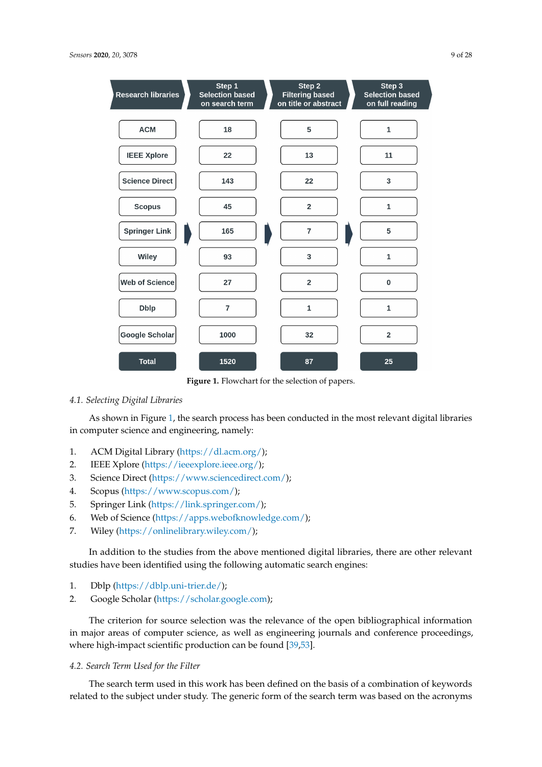| Research libraries | Step 1 Selection based on search term | Step 2 Filtering based on title or abstract | Step 3 Selection based on full reading |
|---|---|---|---|
| ACM | 18 | 5 | 1 |
| IEEE Xplore | 22 | 13 | 11 |
| Science Direct | 143 | 22 | 3 |
| Scopus | 45 | 2 | 1 |
| Springer Link | 165 | 7 | 5 |
| Wiley | 93 | 3 | 1 |
| Web of Science | 27 | 2 | 0 |
| Dblp | 7 | 1 | 1 |
| Google Scholar | 1000 | 32 | 2 |
| **Total** | **1520** | **87** | **25** |

**Figure 1.** Flowchart for the selection of papers.

### 4.1. Selecting Digital Libraries

As shown in Figure 1, the search process has been conducted in the most relevant digital libraries in computer science and engineering, namely:

1. ACM Digital Library (https://dl.acm.org/);
2. IEEE Xplore (https://ieeexplore.ieee.org/);
3. Science Direct (https://www.sciencedirect.com/);
4. Scopus (https://www.scopus.com/);
5. Springer Link (https://link.springer.com/);
6. Web of Science (https://apps.webofknowledge.com/);
7. Wiley (https://onlinelibrary.wiley.com/);

In addition to the studies from the above mentioned digital libraries, there are other relevant studies have been identified using the following automatic search engines:

1. Dblp (https://dblp.uni-trier.de/);
2. Google Scholar (https://scholar.google.com);

The criterion for source selection was the relevance of the open bibliographical information in major areas of computer science, as well as engineering journals and conference proceedings, where high-impact scientific production can be found [39,53].

### 4.2. Search Term Used for the Filter

The search term used in this work has been defined on the basis of a combination of keywords related to the subject under study. The generic form of the search term was based on the acronyms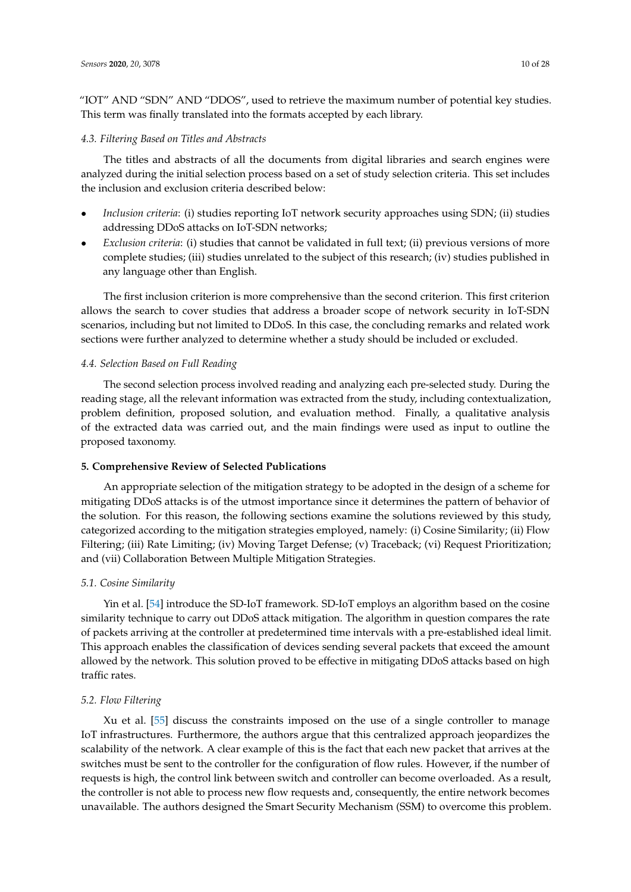"IOT" AND "SDN" AND "DDOS", used to retrieve the maximum number of potential key studies. This term was finally translated into the formats accepted by each library.

### *4.3. Filtering Based on Titles and Abstracts*

The titles and abstracts of all the documents from digital libraries and search engines were analyzed during the initial selection process based on a set of study selection criteria. This set includes the inclusion and exclusion criteria described below:

- *Inclusion criteria*: (i) studies reporting IoT network security approaches using SDN; (ii) studies addressing DDoS attacks on IoT-SDN networks;
- *Exclusion criteria*: (i) studies that cannot be validated in full text; (ii) previous versions of more complete studies; (iii) studies unrelated to the subject of this research; (iv) studies published in any language other than English.

The first inclusion criterion is more comprehensive than the second criterion. This first criterion allows the search to cover studies that address a broader scope of network security in IoT-SDN scenarios, including but not limited to DDoS. In this case, the concluding remarks and related work sections were further analyzed to determine whether a study should be included or excluded.

### *4.4. Selection Based on Full Reading*

The second selection process involved reading and analyzing each pre-selected study. During the reading stage, all the relevant information was extracted from the study, including contextualization, problem definition, proposed solution, and evaluation method. Finally, a qualitative analysis of the extracted data was carried out, and the main findings were used as input to outline the proposed taxonomy.

## **5. Comprehensive Review of Selected Publications**

An appropriate selection of the mitigation strategy to be adopted in the design of a scheme for mitigating DDoS attacks is of the utmost importance since it determines the pattern of behavior of the solution. For this reason, the following sections examine the solutions reviewed by this study, categorized according to the mitigation strategies employed, namely: (i) Cosine Similarity; (ii) Flow Filtering; (iii) Rate Limiting; (iv) Moving Target Defense; (v) Traceback; (vi) Request Prioritization; and (vii) Collaboration Between Multiple Mitigation Strategies.

### *5.1. Cosine Similarity*

Yin et al. [54] introduce the SD-IoT framework. SD-IoT employs an algorithm based on the cosine similarity technique to carry out DDoS attack mitigation. The algorithm in question compares the rate of packets arriving at the controller at predetermined time intervals with a pre-established ideal limit. This approach enables the classification of devices sending several packets that exceed the amount allowed by the network. This solution proved to be effective in mitigating DDoS attacks based on high traffic rates.

### *5.2. Flow Filtering*

Xu et al. [55] discuss the constraints imposed on the use of a single controller to manage IoT infrastructures. Furthermore, the authors argue that this centralized approach jeopardizes the scalability of the network. A clear example of this is the fact that each new packet that arrives at the switches must be sent to the controller for the configuration of flow rules. However, if the number of requests is high, the control link between switch and controller can become overloaded. As a result, the controller is not able to process new flow requests and, consequently, the entire network becomes unavailable. The authors designed the Smart Security Mechanism (SSM) to overcome this problem.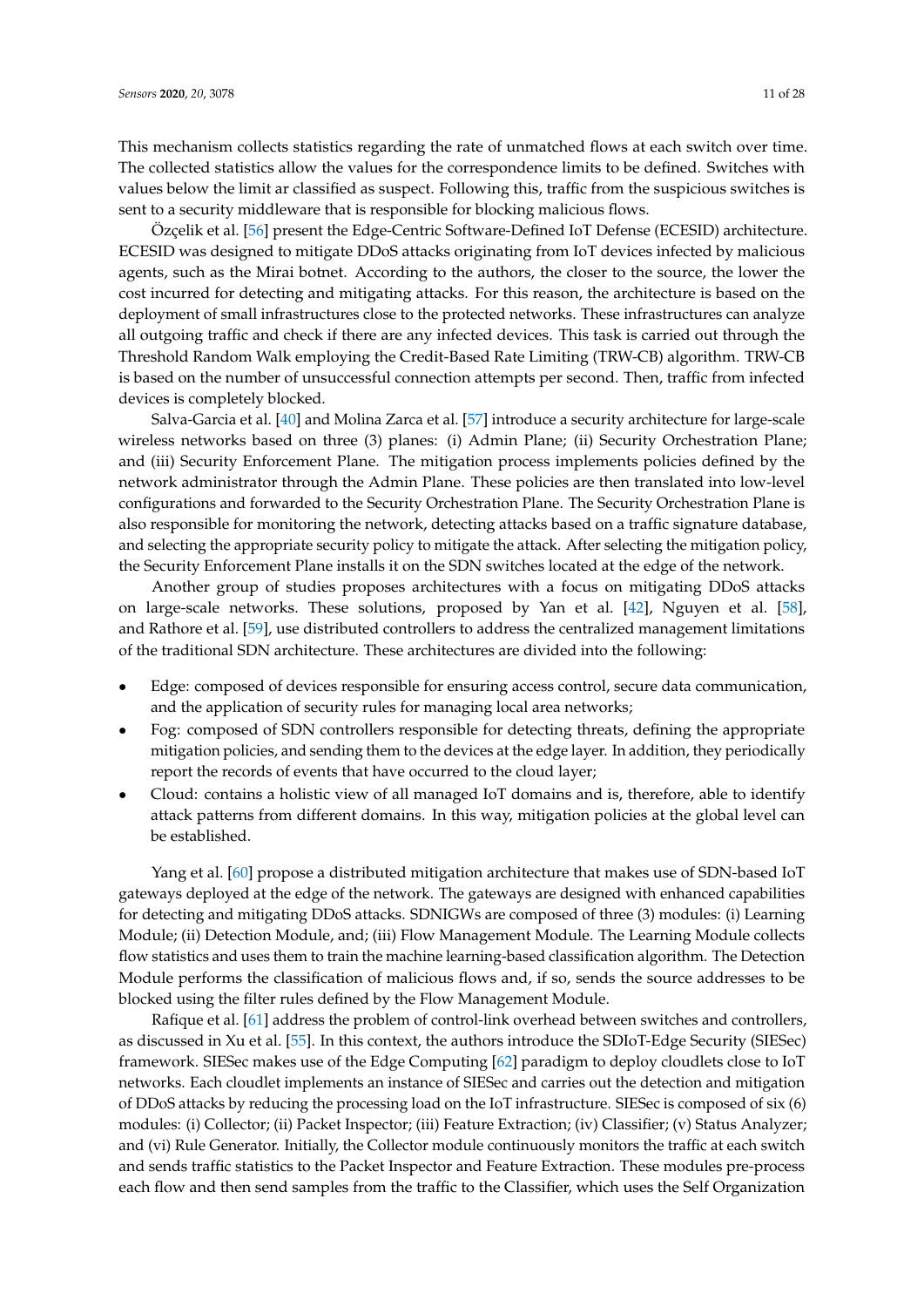This mechanism collects statistics regarding the rate of unmatched flows at each switch over time. The collected statistics allow the values for the correspondence limits to be defined. Switches with values below the limit ar classified as suspect. Following this, traffic from the suspicious switches is sent to a security middleware that is responsible for blocking malicious flows.

Özçelik et al. [56] present the Edge-Centric Software-Defined IoT Defense (ECESID) architecture. ECESID was designed to mitigate DDoS attacks originating from IoT devices infected by malicious agents, such as the Mirai botnet. According to the authors, the closer to the source, the lower the cost incurred for detecting and mitigating attacks. For this reason, the architecture is based on the deployment of small infrastructures close to the protected networks. These infrastructures can analyze all outgoing traffic and check if there are any infected devices. This task is carried out through the Threshold Random Walk employing the Credit-Based Rate Limiting (TRW-CB) algorithm. TRW-CB is based on the number of unsuccessful connection attempts per second. Then, traffic from infected devices is completely blocked.

Salva-Garcia et al. [40] and Molina Zarca et al. [57] introduce a security architecture for large-scale wireless networks based on three (3) planes: (i) Admin Plane; (ii) Security Orchestration Plane; and (iii) Security Enforcement Plane. The mitigation process implements policies defined by the network administrator through the Admin Plane. These policies are then translated into low-level configurations and forwarded to the Security Orchestration Plane. The Security Orchestration Plane is also responsible for monitoring the network, detecting attacks based on a traffic signature database, and selecting the appropriate security policy to mitigate the attack. After selecting the mitigation policy, the Security Enforcement Plane installs it on the SDN switches located at the edge of the network.

Another group of studies proposes architectures with a focus on mitigating DDoS attacks on large-scale networks. These solutions, proposed by Yan et al. [42], Nguyen et al. [58], and Rathore et al. [59], use distributed controllers to address the centralized management limitations of the traditional SDN architecture. These architectures are divided into the following:

- Edge: composed of devices responsible for ensuring access control, secure data communication, and the application of security rules for managing local area networks;
- Fog: composed of SDN controllers responsible for detecting threats, defining the appropriate mitigation policies, and sending them to the devices at the edge layer. In addition, they periodically report the records of events that have occurred to the cloud layer;
- Cloud: contains a holistic view of all managed IoT domains and is, therefore, able to identify attack patterns from different domains. In this way, mitigation policies at the global level can be established.

Yang et al. [60] propose a distributed mitigation architecture that makes use of SDN-based IoT gateways deployed at the edge of the network. The gateways are designed with enhanced capabilities for detecting and mitigating DDoS attacks. SDNIGWs are composed of three (3) modules: (i) Learning Module; (ii) Detection Module, and; (iii) Flow Management Module. The Learning Module collects flow statistics and uses them to train the machine learning-based classification algorithm. The Detection Module performs the classification of malicious flows and, if so, sends the source addresses to be blocked using the filter rules defined by the Flow Management Module.

Rafique et al. [61] address the problem of control-link overhead between switches and controllers, as discussed in Xu et al. [55]. In this context, the authors introduce the SDIoT-Edge Security (SIESec) framework. SIESec makes use of the Edge Computing [62] paradigm to deploy cloudlets close to IoT networks. Each cloudlet implements an instance of SIESec and carries out the detection and mitigation of DDoS attacks by reducing the processing load on the IoT infrastructure. SIESec is composed of six (6) modules: (i) Collector; (ii) Packet Inspector; (iii) Feature Extraction; (iv) Classifier; (v) Status Analyzer; and (vi) Rule Generator. Initially, the Collector module continuously monitors the traffic at each switch and sends traffic statistics to the Packet Inspector and Feature Extraction. These modules pre-process each flow and then send samples from the traffic to the Classifier, which uses the Self Organization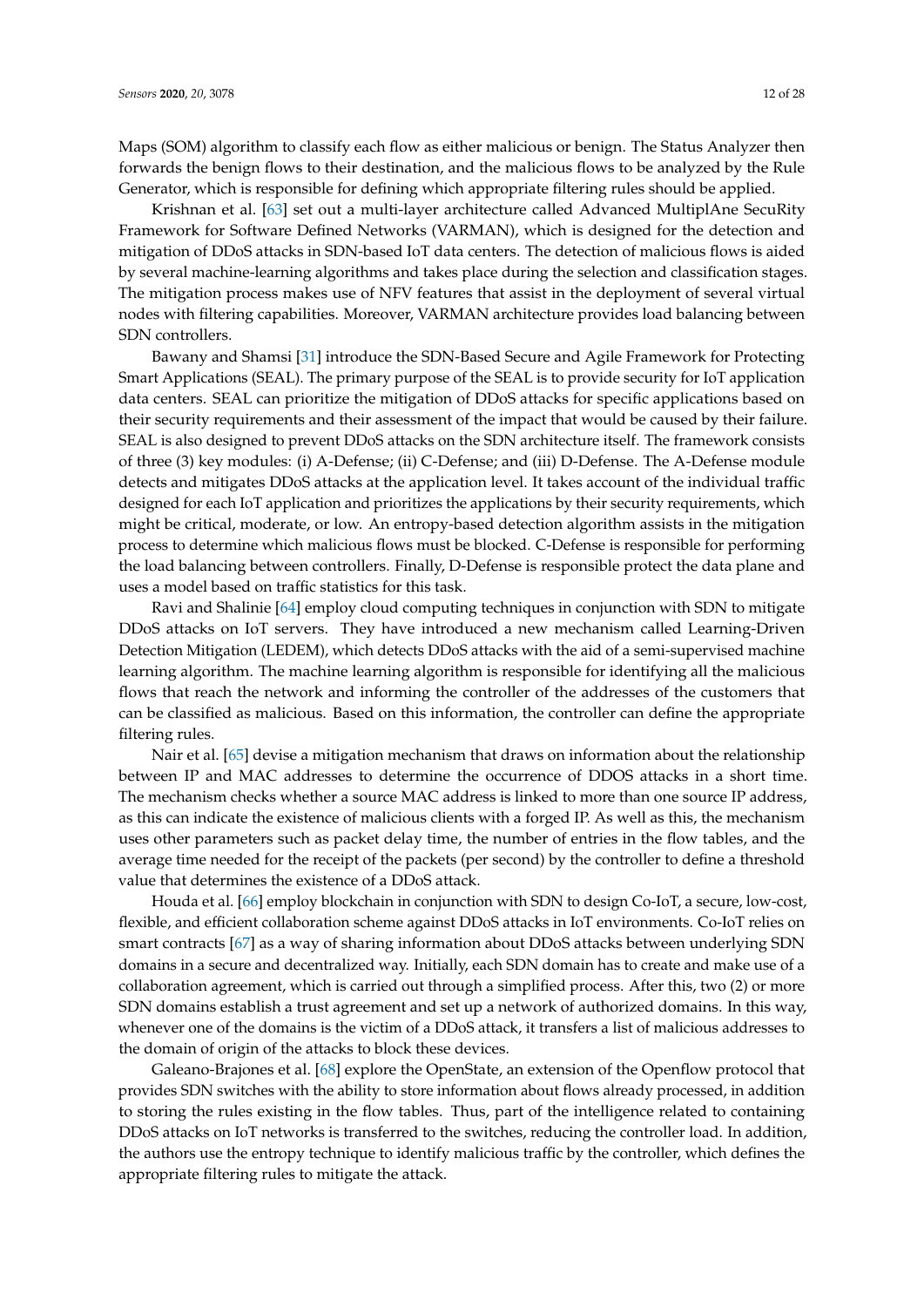Maps (SOM) algorithm to classify each flow as either malicious or benign. The Status Analyzer then forwards the benign flows to their destination, and the malicious flows to be analyzed by the Rule Generator, which is responsible for defining which appropriate filtering rules should be applied.

Krishnan et al. [63] set out a multi-layer architecture called Advanced MultiplAne SecuRity Framework for Software Defined Networks (VARMAN), which is designed for the detection and mitigation of DDoS attacks in SDN-based IoT data centers. The detection of malicious flows is aided by several machine-learning algorithms and takes place during the selection and classification stages. The mitigation process makes use of NFV features that assist in the deployment of several virtual nodes with filtering capabilities. Moreover, VARMAN architecture provides load balancing between SDN controllers.

Bawany and Shamsi [31] introduce the SDN-Based Secure and Agile Framework for Protecting Smart Applications (SEAL). The primary purpose of the SEAL is to provide security for IoT application data centers. SEAL can prioritize the mitigation of DDoS attacks for specific applications based on their security requirements and their assessment of the impact that would be caused by their failure. SEAL is also designed to prevent DDoS attacks on the SDN architecture itself. The framework consists of three (3) key modules: (i) A-Defense; (ii) C-Defense; and (iii) D-Defense. The A-Defense module detects and mitigates DDoS attacks at the application level. It takes account of the individual traffic designed for each IoT application and prioritizes the applications by their security requirements, which might be critical, moderate, or low. An entropy-based detection algorithm assists in the mitigation process to determine which malicious flows must be blocked. C-Defense is responsible for performing the load balancing between controllers. Finally, D-Defense is responsible protect the data plane and uses a model based on traffic statistics for this task.

Ravi and Shalinie [64] employ cloud computing techniques in conjunction with SDN to mitigate DDoS attacks on IoT servers. They have introduced a new mechanism called Learning-Driven Detection Mitigation (LEDEM), which detects DDoS attacks with the aid of a semi-supervised machine learning algorithm. The machine learning algorithm is responsible for identifying all the malicious flows that reach the network and informing the controller of the addresses of the customers that can be classified as malicious. Based on this information, the controller can define the appropriate filtering rules.

Nair et al. [65] devise a mitigation mechanism that draws on information about the relationship between IP and MAC addresses to determine the occurrence of DDOS attacks in a short time. The mechanism checks whether a source MAC address is linked to more than one source IP address, as this can indicate the existence of malicious clients with a forged IP. As well as this, the mechanism uses other parameters such as packet delay time, the number of entries in the flow tables, and the average time needed for the receipt of the packets (per second) by the controller to define a threshold value that determines the existence of a DDoS attack.

Houda et al. [66] employ blockchain in conjunction with SDN to design Co-IoT, a secure, low-cost, flexible, and efficient collaboration scheme against DDoS attacks in IoT environments. Co-IoT relies on smart contracts [67] as a way of sharing information about DDoS attacks between underlying SDN domains in a secure and decentralized way. Initially, each SDN domain has to create and make use of a collaboration agreement, which is carried out through a simplified process. After this, two (2) or more SDN domains establish a trust agreement and set up a network of authorized domains. In this way, whenever one of the domains is the victim of a DDoS attack, it transfers a list of malicious addresses to the domain of origin of the attacks to block these devices.

Galeano-Brajones et al. [68] explore the OpenState, an extension of the Openflow protocol that provides SDN switches with the ability to store information about flows already processed, in addition to storing the rules existing in the flow tables. Thus, part of the intelligence related to containing DDoS attacks on IoT networks is transferred to the switches, reducing the controller load. In addition, the authors use the entropy technique to identify malicious traffic by the controller, which defines the appropriate filtering rules to mitigate the attack.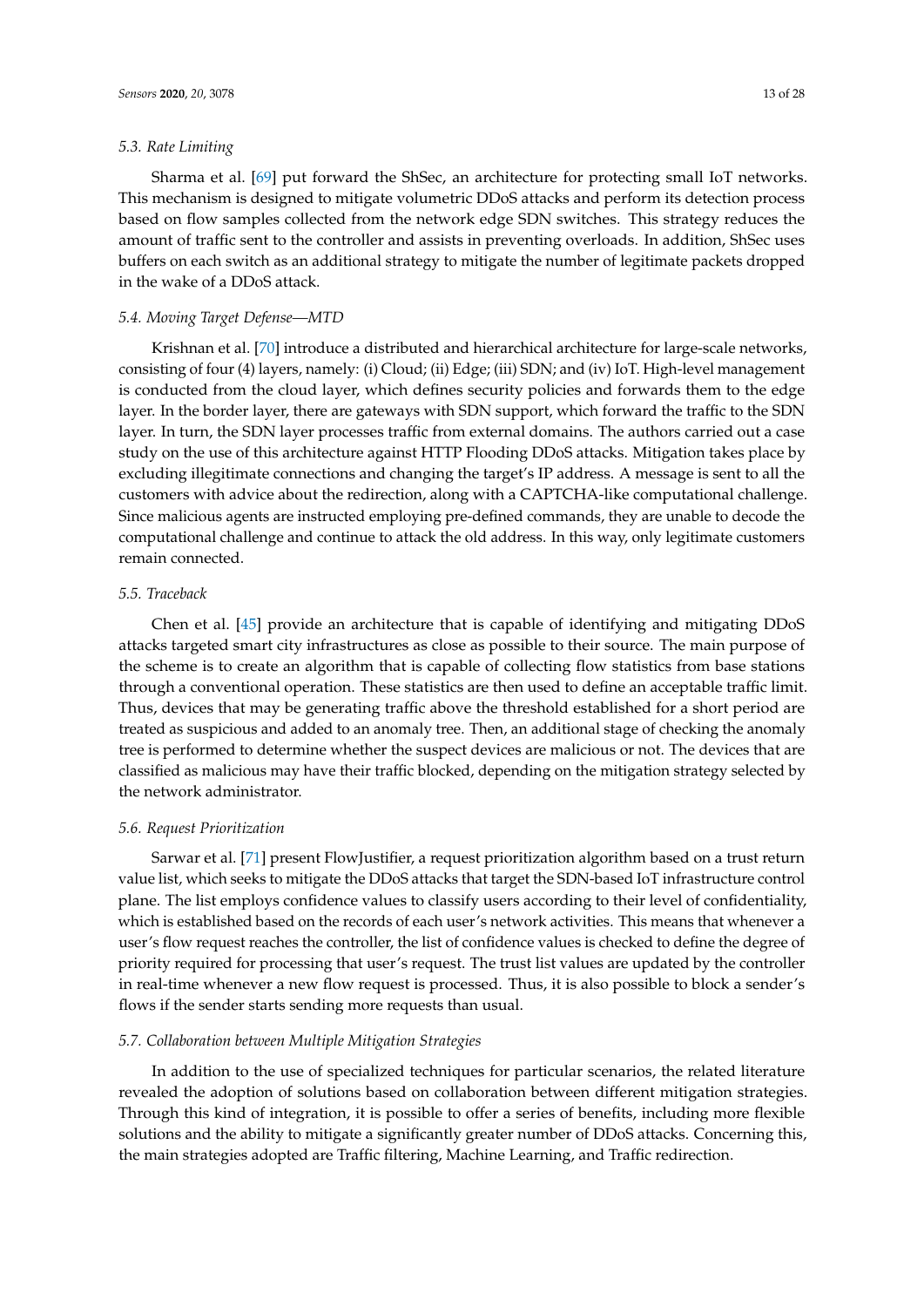### 5.3. Rate Limiting

Sharma et al. [69] put forward the ShSec, an architecture for protecting small IoT networks. This mechanism is designed to mitigate volumetric DDoS attacks and perform its detection process based on flow samples collected from the network edge SDN switches. This strategy reduces the amount of traffic sent to the controller and assists in preventing overloads. In addition, ShSec uses buffers on each switch as an additional strategy to mitigate the number of legitimate packets dropped in the wake of a DDoS attack.

### 5.4. Moving Target Defense—MTD

Krishnan et al. [70] introduce a distributed and hierarchical architecture for large-scale networks, consisting of four (4) layers, namely: (i) Cloud; (ii) Edge; (iii) SDN; and (iv) IoT. High-level management is conducted from the cloud layer, which defines security policies and forwards them to the edge layer. In the border layer, there are gateways with SDN support, which forward the traffic to the SDN layer. In turn, the SDN layer processes traffic from external domains. The authors carried out a case study on the use of this architecture against HTTP Flooding DDoS attacks. Mitigation takes place by excluding illegitimate connections and changing the target's IP address. A message is sent to all the customers with advice about the redirection, along with a CAPTCHA-like computational challenge. Since malicious agents are instructed employing pre-defined commands, they are unable to decode the computational challenge and continue to attack the old address. In this way, only legitimate customers remain connected.

### 5.5. Traceback

Chen et al. [45] provide an architecture that is capable of identifying and mitigating DDoS attacks targeted smart city infrastructures as close as possible to their source. The main purpose of the scheme is to create an algorithm that is capable of collecting flow statistics from base stations through a conventional operation. These statistics are then used to define an acceptable traffic limit. Thus, devices that may be generating traffic above the threshold established for a short period are treated as suspicious and added to an anomaly tree. Then, an additional stage of checking the anomaly tree is performed to determine whether the suspect devices are malicious or not. The devices that are classified as malicious may have their traffic blocked, depending on the mitigation strategy selected by the network administrator.

### 5.6. Request Prioritization

Sarwar et al. [71] present FlowJustifier, a request prioritization algorithm based on a trust return value list, which seeks to mitigate the DDoS attacks that target the SDN-based IoT infrastructure control plane. The list employs confidence values to classify users according to their level of confidentiality, which is established based on the records of each user's network activities. This means that whenever a user's flow request reaches the controller, the list of confidence values is checked to define the degree of priority required for processing that user's request. The trust list values are updated by the controller in real-time whenever a new flow request is processed. Thus, it is also possible to block a sender's flows if the sender starts sending more requests than usual.

### 5.7. Collaboration between Multiple Mitigation Strategies

In addition to the use of specialized techniques for particular scenarios, the related literature revealed the adoption of solutions based on collaboration between different mitigation strategies. Through this kind of integration, it is possible to offer a series of benefits, including more flexible solutions and the ability to mitigate a significantly greater number of DDoS attacks. Concerning this, the main strategies adopted are Traffic filtering, Machine Learning, and Traffic redirection.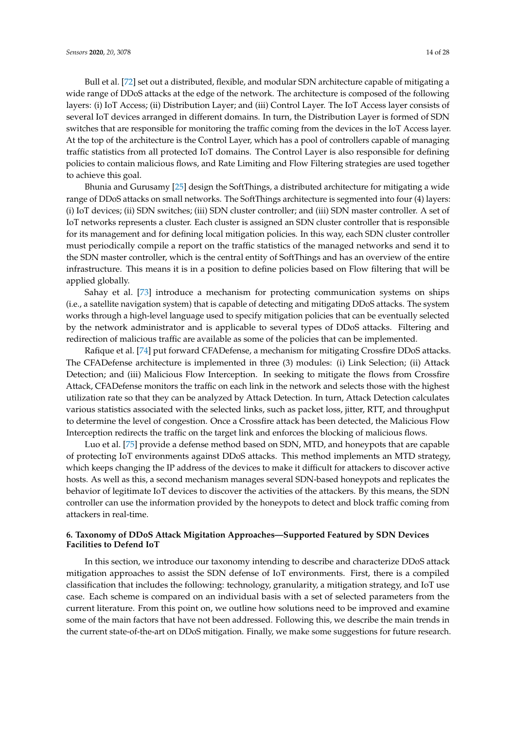Bull et al. [72] set out a distributed, flexible, and modular SDN architecture capable of mitigating a wide range of DDoS attacks at the edge of the network. The architecture is composed of the following layers: (i) IoT Access; (ii) Distribution Layer; and (iii) Control Layer. The IoT Access layer consists of several IoT devices arranged in different domains. In turn, the Distribution Layer is formed of SDN switches that are responsible for monitoring the traffic coming from the devices in the IoT Access layer. At the top of the architecture is the Control Layer, which has a pool of controllers capable of managing traffic statistics from all protected IoT domains. The Control Layer is also responsible for defining policies to contain malicious flows, and Rate Limiting and Flow Filtering strategies are used together to achieve this goal.

Bhunia and Gurusamy [25] design the SoftThings, a distributed architecture for mitigating a wide range of DDoS attacks on small networks. The SoftThings architecture is segmented into four (4) layers: (i) IoT devices; (ii) SDN switches; (iii) SDN cluster controller; and (iii) SDN master controller. A set of IoT networks represents a cluster. Each cluster is assigned an SDN cluster controller that is responsible for its management and for defining local mitigation policies. In this way, each SDN cluster controller must periodically compile a report on the traffic statistics of the managed networks and send it to the SDN master controller, which is the central entity of SoftThings and has an overview of the entire infrastructure. This means it is in a position to define policies based on Flow filtering that will be applied globally.

Sahay et al. [73] introduce a mechanism for protecting communication systems on ships (i.e., a satellite navigation system) that is capable of detecting and mitigating DDoS attacks. The system works through a high-level language used to specify mitigation policies that can be eventually selected by the network administrator and is applicable to several types of DDoS attacks. Filtering and redirection of malicious traffic are available as some of the policies that can be implemented.

Rafique et al. [74] put forward CFADefense, a mechanism for mitigating Crossfire DDoS attacks. The CFADefense architecture is implemented in three (3) modules: (i) Link Selection; (ii) Attack Detection; and (iii) Malicious Flow Interception. In seeking to mitigate the flows from Crossfire Attack, CFADefense monitors the traffic on each link in the network and selects those with the highest utilization rate so that they can be analyzed by Attack Detection. In turn, Attack Detection calculates various statistics associated with the selected links, such as packet loss, jitter, RTT, and throughput to determine the level of congestion. Once a Crossfire attack has been detected, the Malicious Flow Interception redirects the traffic on the target link and enforces the blocking of malicious flows.

Luo et al. [75] provide a defense method based on SDN, MTD, and honeypots that are capable of protecting IoT environments against DDoS attacks. This method implements an MTD strategy, which keeps changing the IP address of the devices to make it difficult for attackers to discover active hosts. As well as this, a second mechanism manages several SDN-based honeypots and replicates the behavior of legitimate IoT devices to discover the activities of the attackers. By this means, the SDN controller can use the information provided by the honeypots to detect and block traffic coming from attackers in real-time.

## 6. Taxonomy of DDoS Attack Migitation Approaches—Supported Featured by SDN Devices Facilities to Defend IoT

In this section, we introduce our taxonomy intending to describe and characterize DDoS attack mitigation approaches to assist the SDN defense of IoT environments. First, there is a compiled classification that includes the following: technology, granularity, a mitigation strategy, and IoT use case. Each scheme is compared on an individual basis with a set of selected parameters from the current literature. From this point on, we outline how solutions need to be improved and examine some of the main factors that have not been addressed. Following this, we describe the main trends in the current state-of-the-art on DDoS mitigation. Finally, we make some suggestions for future research.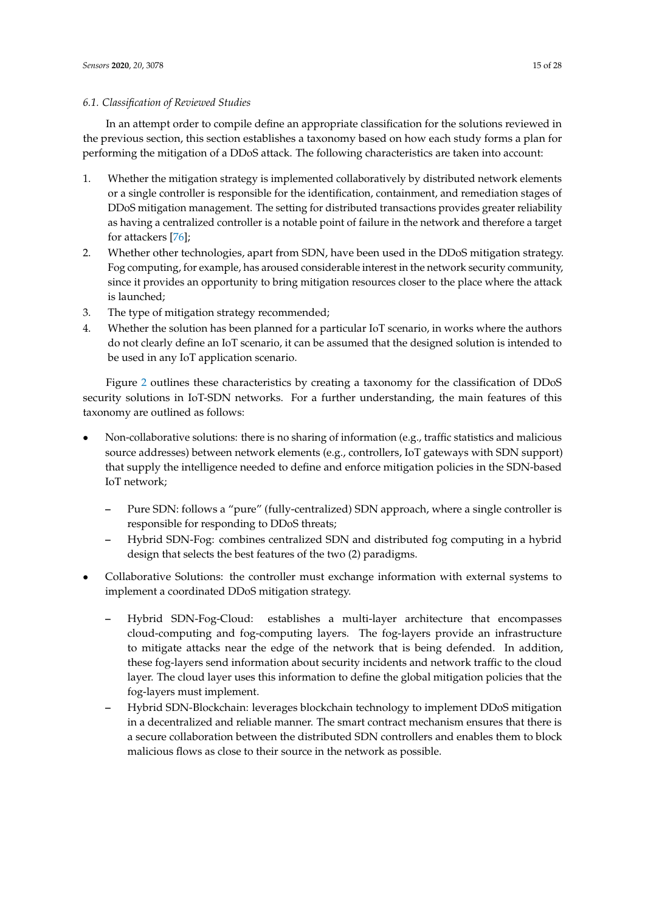### 6.1. Classification of Reviewed Studies

In an attempt order to compile define an appropriate classification for the solutions reviewed in the previous section, this section establishes a taxonomy based on how each study forms a plan for performing the mitigation of a DDoS attack. The following characteristics are taken into account:

1. Whether the mitigation strategy is implemented collaboratively by distributed network elements or a single controller is responsible for the identification, containment, and remediation stages of DDoS mitigation management. The setting for distributed transactions provides greater reliability as having a centralized controller is a notable point of failure in the network and therefore a target for attackers [76];
2. Whether other technologies, apart from SDN, have been used in the DDoS mitigation strategy. Fog computing, for example, has aroused considerable interest in the network security community, since it provides an opportunity to bring mitigation resources closer to the place where the attack is launched;
3. The type of mitigation strategy recommended;
4. Whether the solution has been planned for a particular IoT scenario, in works where the authors do not clearly define an IoT scenario, it can be assumed that the designed solution is intended to be used in any IoT application scenario.

Figure 2 outlines these characteristics by creating a taxonomy for the classification of DDoS security solutions in IoT-SDN networks. For a further understanding, the main features of this taxonomy are outlined as follows:

- Non-collaborative solutions: there is no sharing of information (e.g., traffic statistics and malicious source addresses) between network elements (e.g., controllers, IoT gateways with SDN support) that supply the intelligence needed to define and enforce mitigation policies in the SDN-based IoT network;
  - Pure SDN: follows a "pure" (fully-centralized) SDN approach, where a single controller is responsible for responding to DDoS threats;
  - Hybrid SDN-Fog: combines centralized SDN and distributed fog computing in a hybrid design that selects the best features of the two (2) paradigms.
- Collaborative Solutions: the controller must exchange information with external systems to implement a coordinated DDoS mitigation strategy.
  - Hybrid SDN-Fog-Cloud: establishes a multi-layer architecture that encompasses cloud-computing and fog-computing layers. The fog-layers provide an infrastructure to mitigate attacks near the edge of the network that is being defended. In addition, these fog-layers send information about security incidents and network traffic to the cloud layer. The cloud layer uses this information to define the global mitigation policies that the fog-layers must implement.
  - Hybrid SDN-Blockchain: leverages blockchain technology to implement DDoS mitigation in a decentralized and reliable manner. The smart contract mechanism ensures that there is a secure collaboration between the distributed SDN controllers and enables them to block malicious flows as close to their source in the network as possible.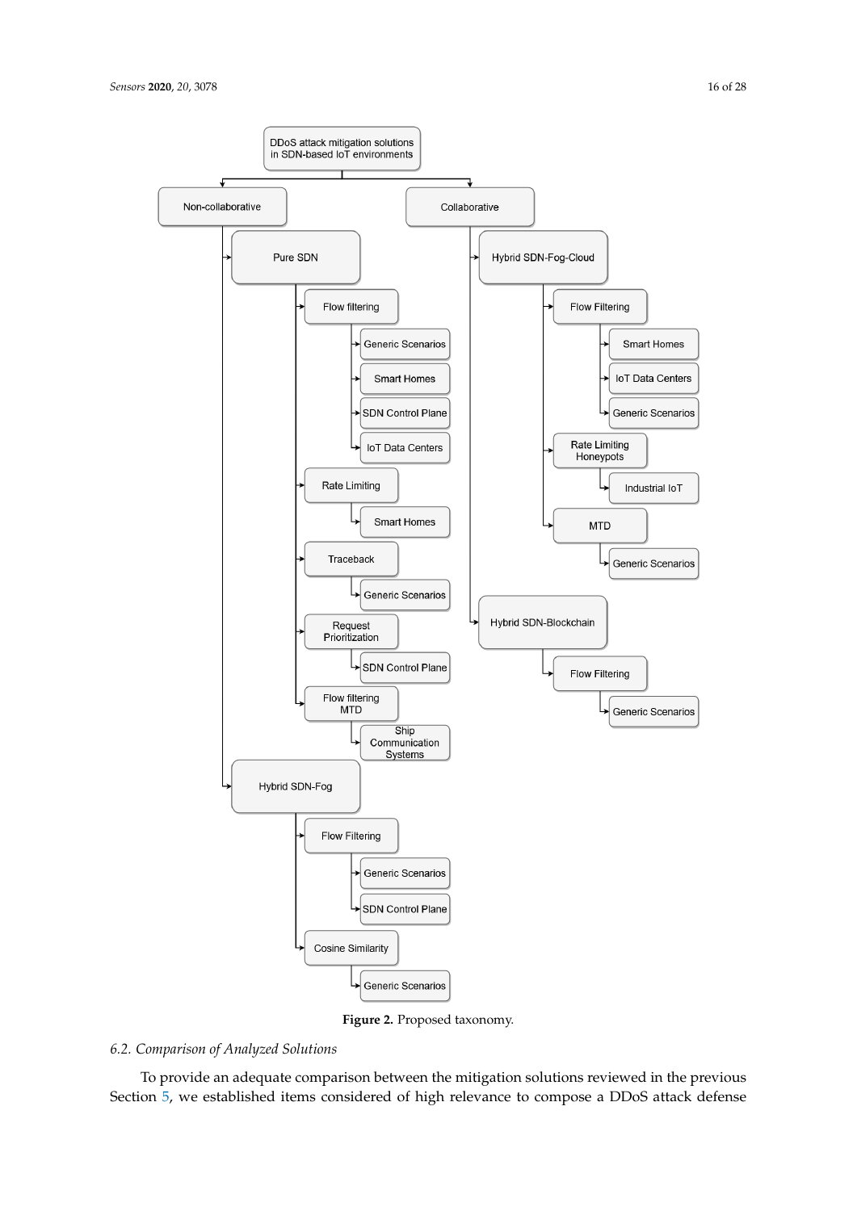Figure 2. Proposed taxonomy.

### 6.2. Comparison of Analyzed Solutions

To provide an adequate comparison between the mitigation solutions reviewed in the previous Section 5, we established items considered of high relevance to compose a DDoS attack defense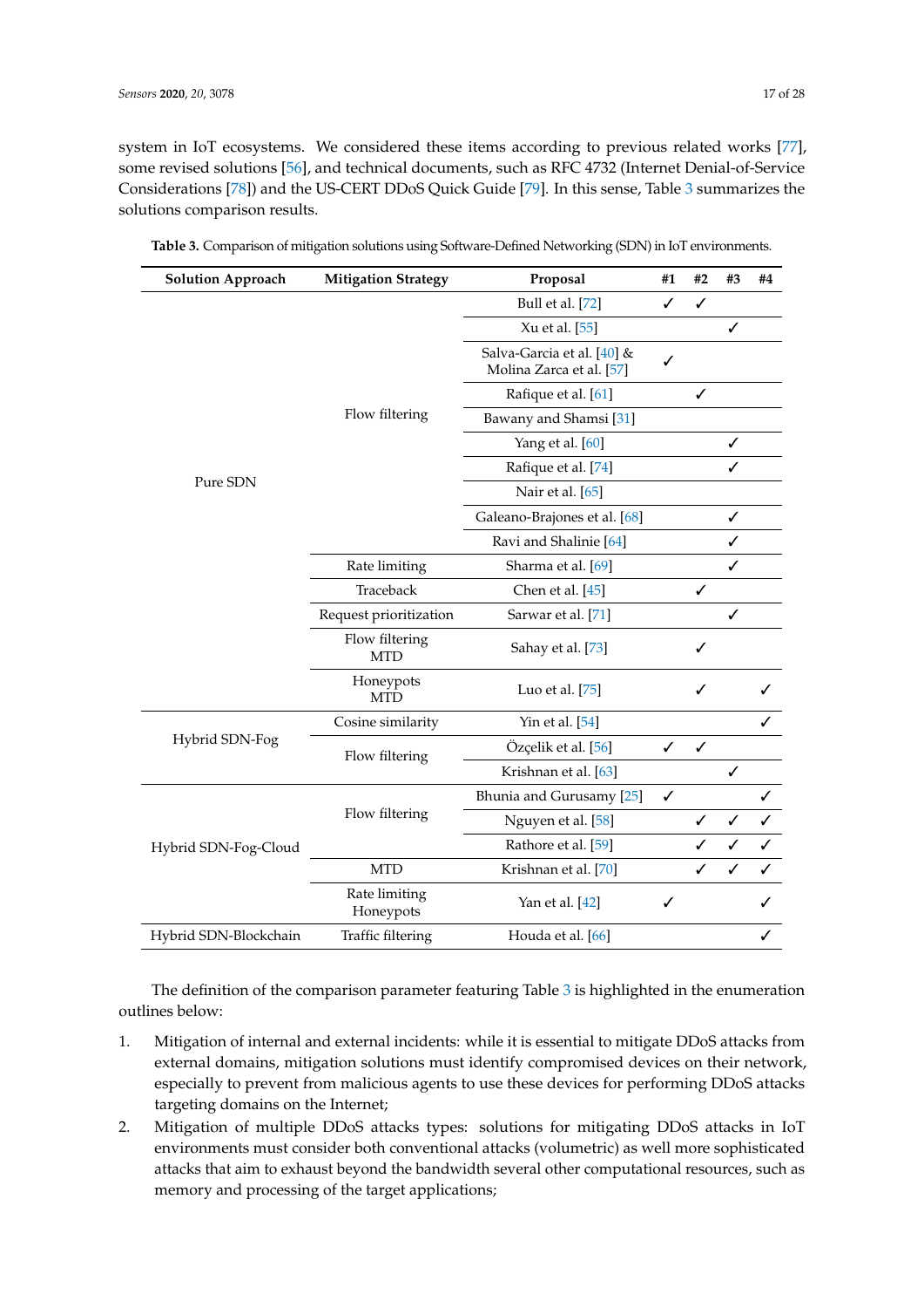system in IoT ecosystems. We considered these items according to previous related works [77], some revised solutions [56], and technical documents, such as RFC 4732 (Internet Denial-of-Service Considerations [78]) and the US-CERT DDoS Quick Guide [79]. In this sense, Table 3 summarizes the solutions comparison results.

**Table 3.** Comparison of mitigation solutions using Software-Defined Networking (SDN) in IoT environments.

| Solution Approach | Mitigation Strategy | Proposal | #1 | #2 | #3 | #4 |
|---|---|---|---|---|---|---|
| Pure SDN | Flow filtering | Bull et al. [72] | ✓ | ✓ | | |
| | | Xu et al. [55] | | | ✓ | |
| | | Salva-Garcia et al. [40] & Molina Zarca et al. [57] | ✓ | | | |
| | | Rafique et al. [61] | | ✓ | | |
| | | Bawany and Shamsi [31] | | | | |
| | | Yang et al. [60] | | | ✓ | |
| | | Rafique et al. [74] | | | ✓ | |
| | | Nair et al. [65] | | | | |
| | | Galeano-Brajones et al. [68] | | | ✓ | |
| | | Ravi and Shalinie [64] | | | ✓ | |
| | Rate limiting | Sharma et al. [69] | | | ✓ | |
| | Traceback | Chen et al. [45] | | ✓ | | |
| | Request prioritization | Sarwar et al. [71] | | | ✓ | |
| | Flow filtering MTD | Sahay et al. [73] | | ✓ | | |
| | Honeypots MTD | Luo et al. [75] | | ✓ | | ✓ |
| Hybrid SDN-Fog | Cosine similarity | Yin et al. [54] | | | | ✓ |
| | Flow filtering | Özçelik et al. [56] | ✓ | ✓ | | |
| | | Krishnan et al. [63] | | | ✓ | |
| Hybrid SDN-Fog-Cloud | Flow filtering | Bhunia and Gurusamy [25] | ✓ | | | ✓ |
| | | Nguyen et al. [58] | | ✓ | ✓ | ✓ |
| | | Rathore et al. [59] | | ✓ | ✓ | ✓ |
| | MTD | Krishnan et al. [70] | | ✓ | ✓ | ✓ |
| | Rate limiting Honeypots | Yan et al. [42] | ✓ | | | ✓ |
| Hybrid SDN-Blockchain | Traffic filtering | Houda et al. [66] | | | | ✓ |

The definition of the comparison parameter featuring Table 3 is highlighted in the enumeration outlines below:

1. Mitigation of internal and external incidents: while it is essential to mitigate DDoS attacks from external domains, mitigation solutions must identify compromised devices on their network, especially to prevent from malicious agents to use these devices for performing DDoS attacks targeting domains on the Internet;
2. Mitigation of multiple DDoS attacks types: solutions for mitigating DDoS attacks in IoT environments must consider both conventional attacks (volumetric) as well more sophisticated attacks that aim to exhaust beyond the bandwidth several other computational resources, such as memory and processing of the target applications;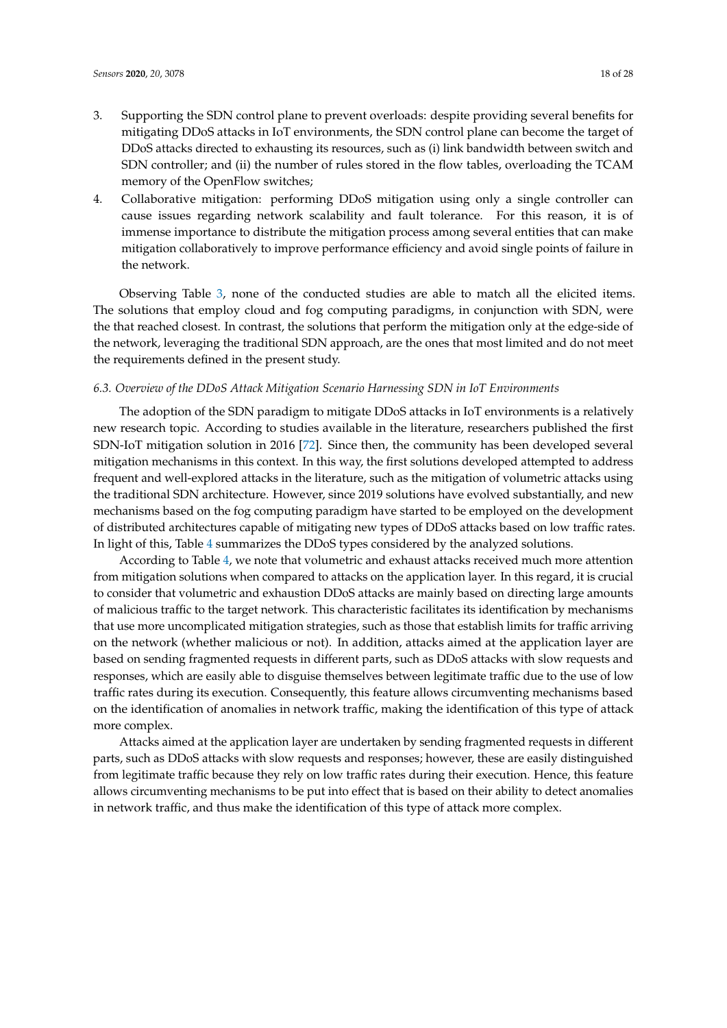3. Supporting the SDN control plane to prevent overloads: despite providing several benefits for mitigating DDoS attacks in IoT environments, the SDN control plane can become the target of DDoS attacks directed to exhausting its resources, such as (i) link bandwidth between switch and SDN controller; and (ii) the number of rules stored in the flow tables, overloading the TCAM memory of the OpenFlow switches;
4. Collaborative mitigation: performing DDoS mitigation using only a single controller can cause issues regarding network scalability and fault tolerance. For this reason, it is of immense importance to distribute the mitigation process among several entities that can make mitigation collaboratively to improve performance efficiency and avoid single points of failure in the network.

Observing Table 3, none of the conducted studies are able to match all the elicited items. The solutions that employ cloud and fog computing paradigms, in conjunction with SDN, were the that reached closest. In contrast, the solutions that perform the mitigation only at the edge-side of the network, leveraging the traditional SDN approach, are the ones that most limited and do not meet the requirements defined in the present study.

### *6.3. Overview of the DDoS Attack Mitigation Scenario Harnessing SDN in IoT Environments*

The adoption of the SDN paradigm to mitigate DDoS attacks in IoT environments is a relatively new research topic. According to studies available in the literature, researchers published the first SDN-IoT mitigation solution in 2016 [72]. Since then, the community has been developed several mitigation mechanisms in this context. In this way, the first solutions developed attempted to address frequent and well-explored attacks in the literature, such as the mitigation of volumetric attacks using the traditional SDN architecture. However, since 2019 solutions have evolved substantially, and new mechanisms based on the fog computing paradigm have started to be employed on the development of distributed architectures capable of mitigating new types of DDoS attacks based on low traffic rates. In light of this, Table 4 summarizes the DDoS types considered by the analyzed solutions.

According to Table 4, we note that volumetric and exhaust attacks received much more attention from mitigation solutions when compared to attacks on the application layer. In this regard, it is crucial to consider that volumetric and exhaustion DDoS attacks are mainly based on directing large amounts of malicious traffic to the target network. This characteristic facilitates its identification by mechanisms that use more uncomplicated mitigation strategies, such as those that establish limits for traffic arriving on the network (whether malicious or not). In addition, attacks aimed at the application layer are based on sending fragmented requests in different parts, such as DDoS attacks with slow requests and responses, which are easily able to disguise themselves between legitimate traffic due to the use of low traffic rates during its execution. Consequently, this feature allows circumventing mechanisms based on the identification of anomalies in network traffic, making the identification of this type of attack more complex.

Attacks aimed at the application layer are undertaken by sending fragmented requests in different parts, such as DDoS attacks with slow requests and responses; however, these are easily distinguished from legitimate traffic because they rely on low traffic rates during their execution. Hence, this feature allows circumventing mechanisms to be put into effect that is based on their ability to detect anomalies in network traffic, and thus make the identification of this type of attack more complex.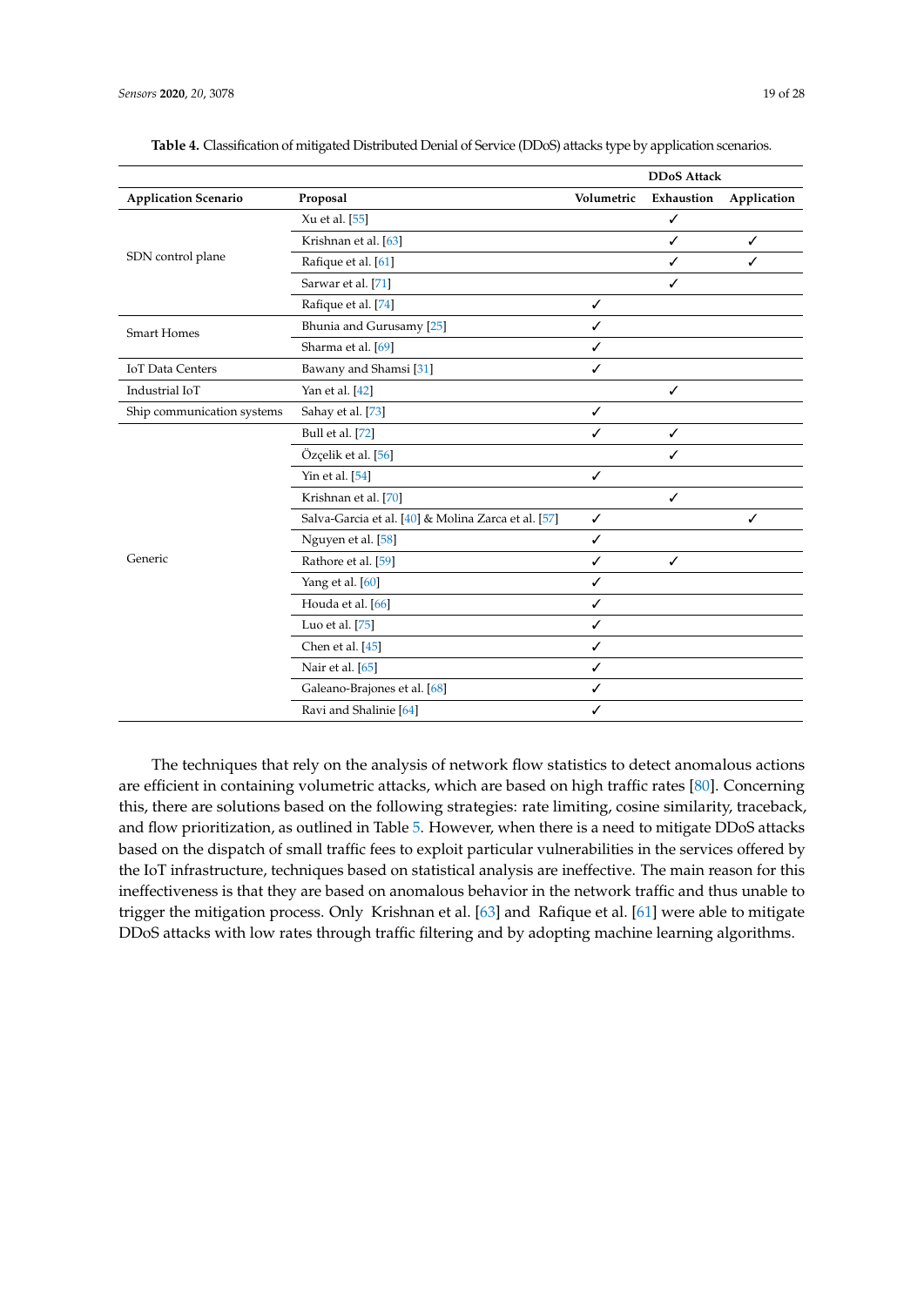**Table 4.** Classification of mitigated Distributed Denial of Service (DDoS) attacks type by application scenarios.

| | | DDoS Attack | | |
|---|---|---|---|---|
| **Application Scenario** | **Proposal** | **Volumetric** | **Exhaustion** | **Application** |
| SDN control plane | Xu et al. [55] | | ✓ | |
| | Krishnan et al. [63] | | ✓ | ✓ |
| | Rafique et al. [61] | | ✓ | ✓ |
| | Sarwar et al. [71] | | ✓ | |
| | Rafique et al. [74] | ✓ | | |
| Smart Homes | Bhunia and Gurusamy [25] | ✓ | | |
| | Sharma et al. [69] | ✓ | | |
| IoT Data Centers | Bawany and Shamsi [31] | ✓ | | |
| Industrial IoT | Yan et al. [42] | | ✓ | |
| Ship communication systems | Sahay et al. [73] | ✓ | | |
| Generic | Bull et al. [72] | ✓ | ✓ | |
| | Özçelik et al. [56] | | ✓ | |
| | Yin et al. [54] | ✓ | | |
| | Krishnan et al. [70] | | ✓ | |
| | Salva-Garcia et al. [40] & Molina Zarca et al. [57] | ✓ | | ✓ |
| | Nguyen et al. [58] | ✓ | | |
| | Rathore et al. [59] | ✓ | ✓ | |
| | Yang et al. [60] | ✓ | | |
| | Houda et al. [66] | ✓ | | |
| | Luo et al. [75] | ✓ | | |
| | Chen et al. [45] | ✓ | | |
| | Nair et al. [65] | ✓ | | |
| | Galeano-Brajones et al. [68] | ✓ | | |
| | Ravi and Shalinie [64] | ✓ | | |

The techniques that rely on the analysis of network flow statistics to detect anomalous actions are efficient in containing volumetric attacks, which are based on high traffic rates [80]. Concerning this, there are solutions based on the following strategies: rate limiting, cosine similarity, traceback, and flow prioritization, as outlined in Table 5. However, when there is a need to mitigate DDoS attacks based on the dispatch of small traffic fees to exploit particular vulnerabilities in the services offered by the IoT infrastructure, techniques based on statistical analysis are ineffective. The main reason for this ineffectiveness is that they are based on anomalous behavior in the network traffic and thus unable to trigger the mitigation process. Only Krishnan et al. [63] and Rafique et al. [61] were able to mitigate DDoS attacks with low rates through traffic filtering and by adopting machine learning algorithms.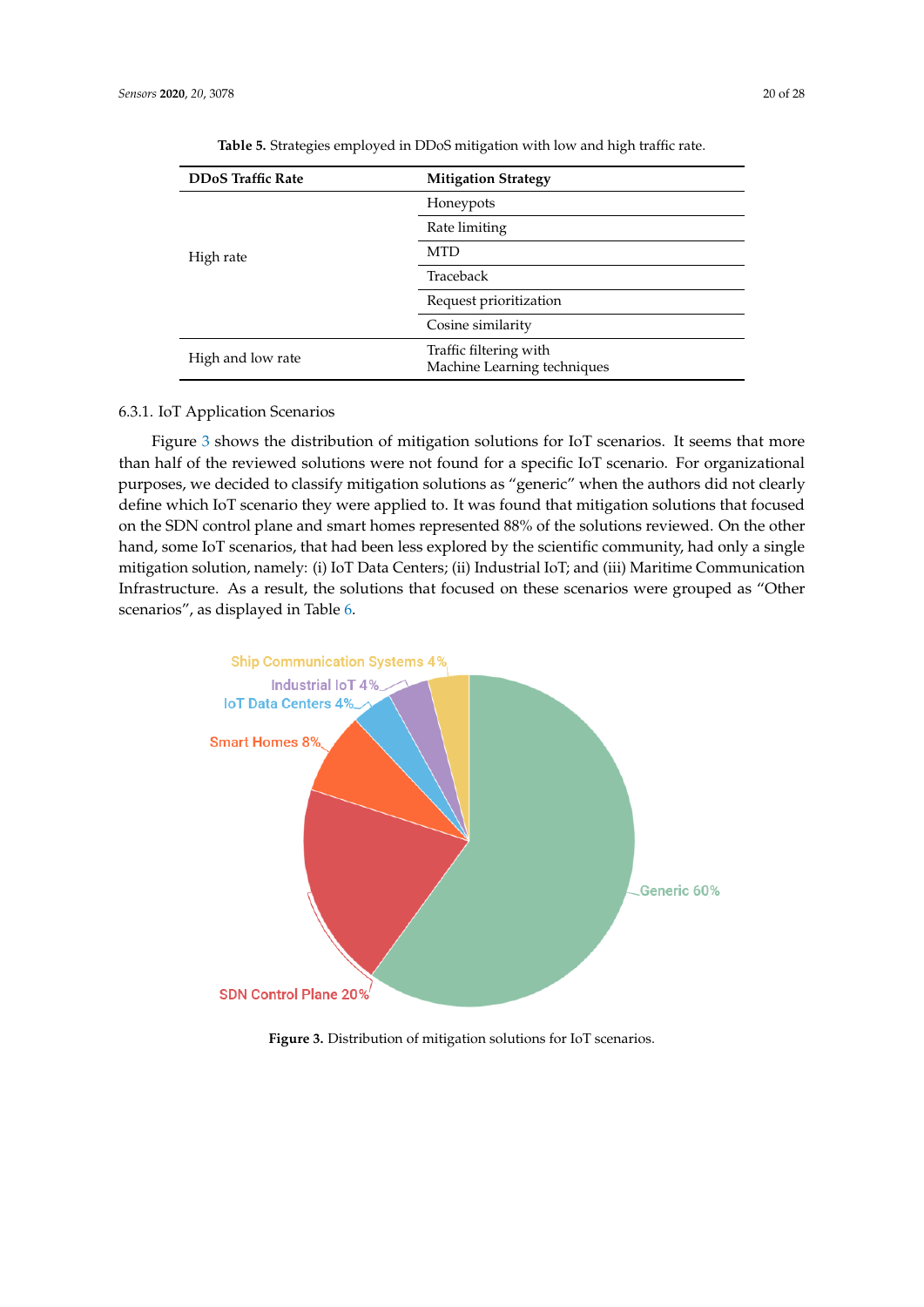**Table 5.** Strategies employed in DDoS mitigation with low and high traffic rate.

| DDoS Traffic Rate | Mitigation Strategy |
|---|---|
| High rate | Honeypots |
| | Rate limiting |
| | MTD |
| | Traceback |
| | Request prioritization |
| | Cosine similarity |
| High and low rate | Traffic filtering with Machine Learning techniques |

#### 6.3.1. IoT Application Scenarios

Figure 3 shows the distribution of mitigation solutions for IoT scenarios. It seems that more than half of the reviewed solutions were not found for a specific IoT scenario. For organizational purposes, we decided to classify mitigation solutions as "generic" when the authors did not clearly define which IoT scenario they were applied to. It was found that mitigation solutions that focused on the SDN control plane and smart homes represented 88% of the solutions reviewed. On the other hand, some IoT scenarios, that had been less explored by the scientific community, had only a single mitigation solution, namely: (i) IoT Data Centers; (ii) Industrial IoT; and (iii) Maritime Communication Infrastructure. As a result, the solutions that focused on these scenarios were grouped as "Other scenarios", as displayed in Table 6.

**Figure 3.** Distribution of mitigation solutions for IoT scenarios.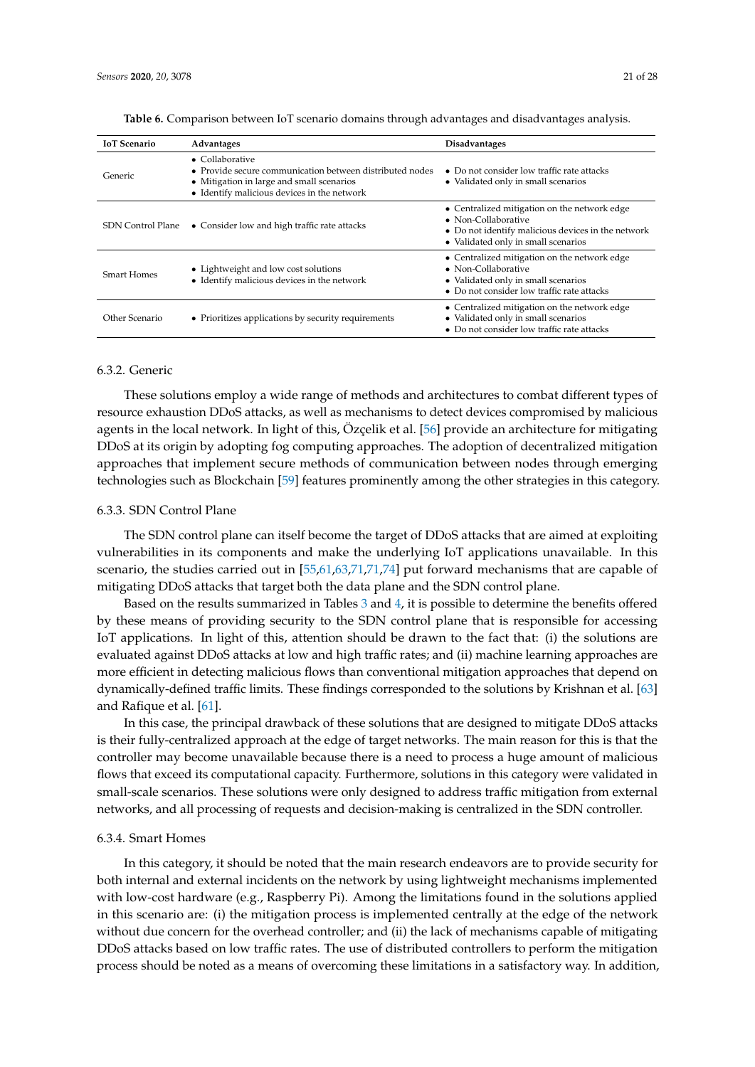**Table 6.** Comparison between IoT scenario domains through advantages and disadvantages analysis.

| IoT Scenario | Advantages | Disadvantages |
|---|---|---|
| Generic | • Collaborative<br>• Provide secure communication between distributed nodes<br>• Mitigation in large and small scenarios<br>• Identify malicious devices in the network | • Do not consider low traffic rate attacks<br>• Validated only in small scenarios |
| SDN Control Plane | • Consider low and high traffic rate attacks | • Centralized mitigation on the network edge<br>• Non-Collaborative<br>• Do not identify malicious devices in the network<br>• Validated only in small scenarios |
| Smart Homes | • Lightweight and low cost solutions<br>• Identify malicious devices in the network | • Centralized mitigation on the network edge<br>• Non-Collaborative<br>• Validated only in small scenarios<br>• Do not consider low traffic rate attacks |
| Other Scenario | • Prioritizes applications by security requirements | • Centralized mitigation on the network edge<br>• Validated only in small scenarios<br>• Do not consider low traffic rate attacks |

#### 6.3.2. Generic

These solutions employ a wide range of methods and architectures to combat different types of resource exhaustion DDoS attacks, as well as mechanisms to detect devices compromised by malicious agents in the local network. In light of this, Özçelik et al. [56] provide an architecture for mitigating DDoS at its origin by adopting fog computing approaches. The adoption of decentralized mitigation approaches that implement secure methods of communication between nodes through emerging technologies such as Blockchain [59] features prominently among the other strategies in this category.

#### 6.3.3. SDN Control Plane

The SDN control plane can itself become the target of DDoS attacks that are aimed at exploiting vulnerabilities in its components and make the underlying IoT applications unavailable. In this scenario, the studies carried out in [55,61,63,71,71,74] put forward mechanisms that are capable of mitigating DDoS attacks that target both the data plane and the SDN control plane.

Based on the results summarized in Tables 3 and 4, it is possible to determine the benefits offered by these means of providing security to the SDN control plane that is responsible for accessing IoT applications. In light of this, attention should be drawn to the fact that: (i) the solutions are evaluated against DDoS attacks at low and high traffic rates; and (ii) machine learning approaches are more efficient in detecting malicious flows than conventional mitigation approaches that depend on dynamically-defined traffic limits. These findings corresponded to the solutions by Krishnan et al. [63] and Rafique et al. [61].

In this case, the principal drawback of these solutions that are designed to mitigate DDoS attacks is their fully-centralized approach at the edge of target networks. The main reason for this is that the controller may become unavailable because there is a need to process a huge amount of malicious flows that exceed its computational capacity. Furthermore, solutions in this category were validated in small-scale scenarios. These solutions were only designed to address traffic mitigation from external networks, and all processing of requests and decision-making is centralized in the SDN controller.

#### 6.3.4. Smart Homes

In this category, it should be noted that the main research endeavors are to provide security for both internal and external incidents on the network by using lightweight mechanisms implemented with low-cost hardware (e.g., Raspberry Pi). Among the limitations found in the solutions applied in this scenario are: (i) the mitigation process is implemented centrally at the edge of the network without due concern for the overhead controller; and (ii) the lack of mechanisms capable of mitigating DDoS attacks based on low traffic rates. The use of distributed controllers to perform the mitigation process should be noted as a means of overcoming these limitations in a satisfactory way. In addition,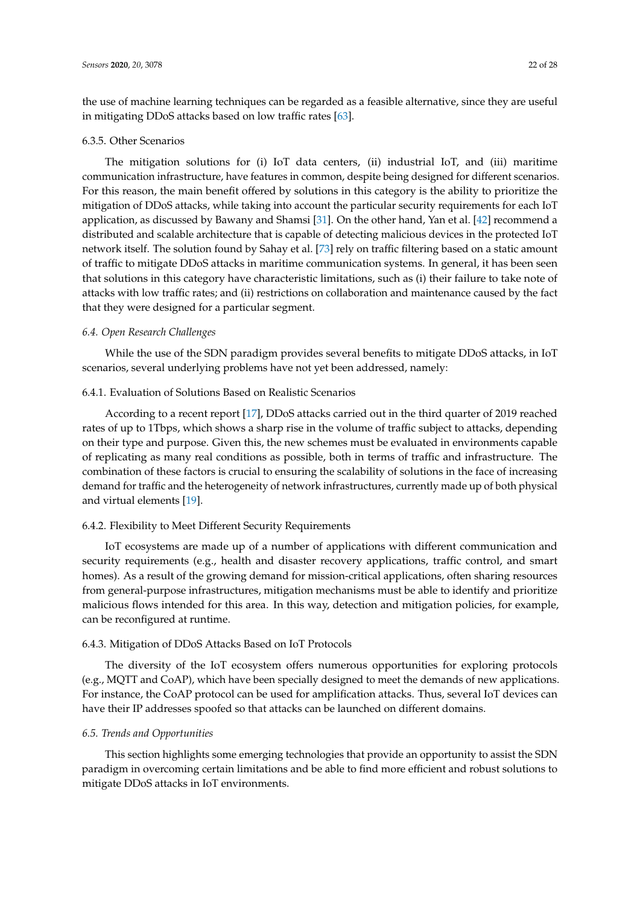the use of machine learning techniques can be regarded as a feasible alternative, since they are useful in mitigating DDoS attacks based on low traffic rates [63].

#### 6.3.5. Other Scenarios

The mitigation solutions for (i) IoT data centers, (ii) industrial IoT, and (iii) maritime communication infrastructure, have features in common, despite being designed for different scenarios. For this reason, the main benefit offered by solutions in this category is the ability to prioritize the mitigation of DDoS attacks, while taking into account the particular security requirements for each IoT application, as discussed by Bawany and Shamsi [31]. On the other hand, Yan et al. [42] recommend a distributed and scalable architecture that is capable of detecting malicious devices in the protected IoT network itself. The solution found by Sahay et al. [73] rely on traffic filtering based on a static amount of traffic to mitigate DDoS attacks in maritime communication systems. In general, it has been seen that solutions in this category have characteristic limitations, such as (i) their failure to take note of attacks with low traffic rates; and (ii) restrictions on collaboration and maintenance caused by the fact that they were designed for a particular segment.

### *6.4. Open Research Challenges*

While the use of the SDN paradigm provides several benefits to mitigate DDoS attacks, in IoT scenarios, several underlying problems have not yet been addressed, namely:

#### 6.4.1. Evaluation of Solutions Based on Realistic Scenarios

According to a recent report [17], DDoS attacks carried out in the third quarter of 2019 reached rates of up to 1Tbps, which shows a sharp rise in the volume of traffic subject to attacks, depending on their type and purpose. Given this, the new schemes must be evaluated in environments capable of replicating as many real conditions as possible, both in terms of traffic and infrastructure. The combination of these factors is crucial to ensuring the scalability of solutions in the face of increasing demand for traffic and the heterogeneity of network infrastructures, currently made up of both physical and virtual elements [19].

#### 6.4.2. Flexibility to Meet Different Security Requirements

IoT ecosystems are made up of a number of applications with different communication and security requirements (e.g., health and disaster recovery applications, traffic control, and smart homes). As a result of the growing demand for mission-critical applications, often sharing resources from general-purpose infrastructures, mitigation mechanisms must be able to identify and prioritize malicious flows intended for this area. In this way, detection and mitigation policies, for example, can be reconfigured at runtime.

#### 6.4.3. Mitigation of DDoS Attacks Based on IoT Protocols

The diversity of the IoT ecosystem offers numerous opportunities for exploring protocols (e.g., MQTT and CoAP), which have been specially designed to meet the demands of new applications. For instance, the CoAP protocol can be used for amplification attacks. Thus, several IoT devices can have their IP addresses spoofed so that attacks can be launched on different domains.

### *6.5. Trends and Opportunities*

This section highlights some emerging technologies that provide an opportunity to assist the SDN paradigm in overcoming certain limitations and be able to find more efficient and robust solutions to mitigate DDoS attacks in IoT environments.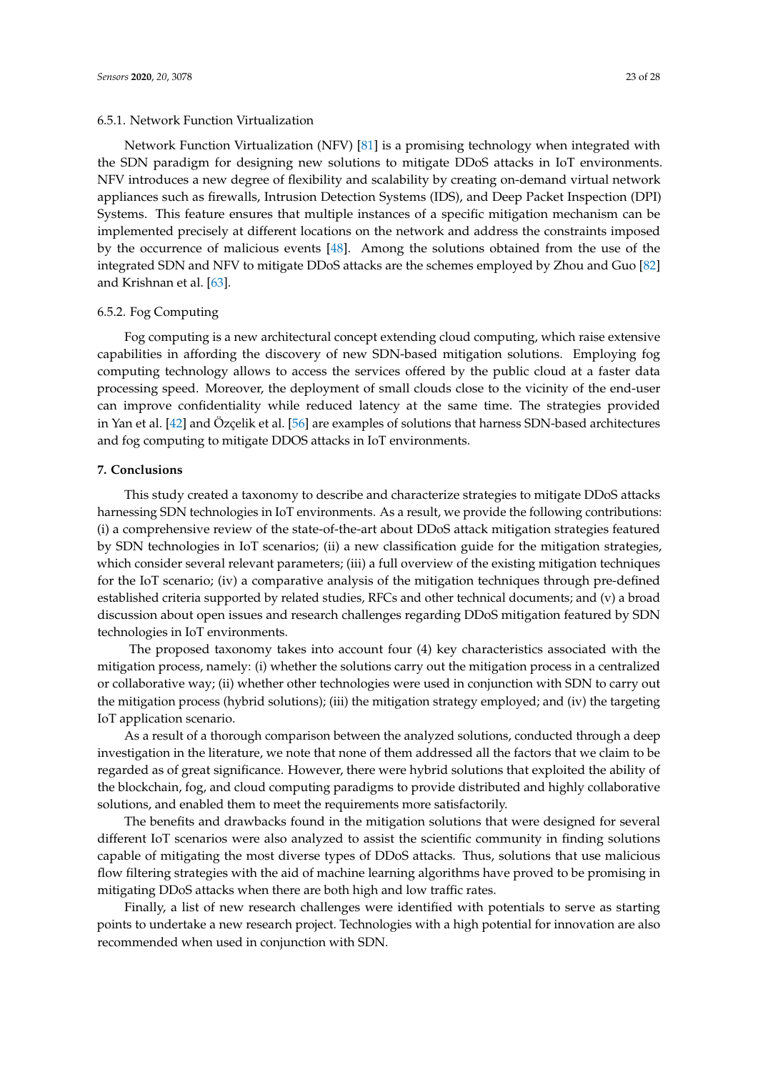#### 6.5.1. Network Function Virtualization

Network Function Virtualization (NFV) [81] is a promising technology when integrated with the SDN paradigm for designing new solutions to mitigate DDoS attacks in IoT environments. NFV introduces a new degree of flexibility and scalability by creating on-demand virtual network appliances such as firewalls, Intrusion Detection Systems (IDS), and Deep Packet Inspection (DPI) Systems. This feature ensures that multiple instances of a specific mitigation mechanism can be implemented precisely at different locations on the network and address the constraints imposed by the occurrence of malicious events [48]. Among the solutions obtained from the use of the integrated SDN and NFV to mitigate DDoS attacks are the schemes employed by Zhou and Guo [82] and Krishnan et al. [63].

#### 6.5.2. Fog Computing

Fog computing is a new architectural concept extending cloud computing, which raise extensive capabilities in affording the discovery of new SDN-based mitigation solutions. Employing fog computing technology allows to access the services offered by the public cloud at a faster data processing speed. Moreover, the deployment of small clouds close to the vicinity of the end-user can improve confidentiality while reduced latency at the same time. The strategies provided in Yan et al. [42] and Özçelik et al. [56] are examples of solutions that harness SDN-based architectures and fog computing to mitigate DDOS attacks in IoT environments.

## 7. Conclusions

This study created a taxonomy to describe and characterize strategies to mitigate DDoS attacks harnessing SDN technologies in IoT environments. As a result, we provide the following contributions: (i) a comprehensive review of the state-of-the-art about DDoS attack mitigation strategies featured by SDN technologies in IoT scenarios; (ii) a new classification guide for the mitigation strategies, which consider several relevant parameters; (iii) a full overview of the existing mitigation techniques for the IoT scenario; (iv) a comparative analysis of the mitigation techniques through pre-defined established criteria supported by related studies, RFCs and other technical documents; and (v) a broad discussion about open issues and research challenges regarding DDoS mitigation featured by SDN technologies in IoT environments.

The proposed taxonomy takes into account four (4) key characteristics associated with the mitigation process, namely: (i) whether the solutions carry out the mitigation process in a centralized or collaborative way; (ii) whether other technologies were used in conjunction with SDN to carry out the mitigation process (hybrid solutions); (iii) the mitigation strategy employed; and (iv) the targeting IoT application scenario.

As a result of a thorough comparison between the analyzed solutions, conducted through a deep investigation in the literature, we note that none of them addressed all the factors that we claim to be regarded as of great significance. However, there were hybrid solutions that exploited the ability of the blockchain, fog, and cloud computing paradigms to provide distributed and highly collaborative solutions, and enabled them to meet the requirements more satisfactorily.

The benefits and drawbacks found in the mitigation solutions that were designed for several different IoT scenarios were also analyzed to assist the scientific community in finding solutions capable of mitigating the most diverse types of DDoS attacks. Thus, solutions that use malicious flow filtering strategies with the aid of machine learning algorithms have proved to be promising in mitigating DDoS attacks when there are both high and low traffic rates.

Finally, a list of new research challenges were identified with potentials to serve as starting points to undertake a new research project. Technologies with a high potential for innovation are also recommended when used in conjunction with SDN.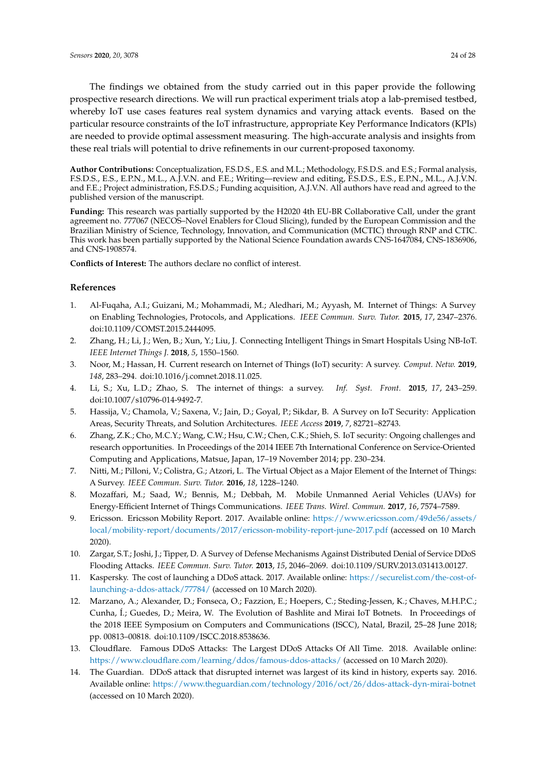The findings we obtained from the study carried out in this paper provide the following prospective research directions. We will run practical experiment trials atop a lab-premised testbed, whereby IoT use cases features real system dynamics and varying attack events. Based on the particular resource constraints of the IoT infrastructure, appropriate Key Performance Indicators (KPIs) are needed to provide optimal assessment measuring. The high-accurate analysis and insights from these real trials will potential to drive refinements in our current-proposed taxonomy.

**Author Contributions:** Conceptualization, F.S.D.S., E.S. and M.L.; Methodology, F.S.D.S. and E.S.; Formal analysis, F.S.D.S., E.S., E.P.N., M.L., A.J.V.N. and F.E.; Writing—review and editing, F.S.D.S., E.S., E.P.N., M.L., A.J.V.N. and F.E.; Project administration, F.S.D.S.; Funding acquisition, A.J.V.N. All authors have read and agreed to the published version of the manuscript.

**Funding:** This research was partially supported by the H2020 4th EU-BR Collaborative Call, under the grant agreement no. 777067 (NECOS–Novel Enablers for Cloud Slicing), funded by the European Commission and the Brazilian Ministry of Science, Technology, Innovation, and Communication (MCTIC) through RNP and CTIC. This work has been partially supported by the National Science Foundation awards CNS-1647084, CNS-1836906, and CNS-1908574.

**Conflicts of Interest:** The authors declare no conflict of interest.

## References

1. Al-Fuqaha, A.I.; Guizani, M.; Mohammadi, M.; Aledhari, M.; Ayyash, M. Internet of Things: A Survey on Enabling Technologies, Protocols, and Applications. *IEEE Commun. Surv. Tutor.* **2015**, *17*, 2347–2376. doi:10.1109/COMST.2015.2444095.
2. Zhang, H.; Li, J.; Wen, B.; Xun, Y.; Liu, J. Connecting Intelligent Things in Smart Hospitals Using NB-IoT. *IEEE Internet Things J.* **2018**, *5*, 1550–1560.
3. Noor, M.; Hassan, H. Current research on Internet of Things (IoT) security: A survey. *Comput. Netw.* **2019**, *148*, 283–294. doi:10.1016/j.comnet.2018.11.025.
4. Li, S.; Xu, L.D.; Zhao, S. The internet of things: a survey. *Inf. Syst. Front.* **2015**, *17*, 243–259. doi:10.1007/s10796-014-9492-7.
5. Hassija, V.; Chamola, V.; Saxena, V.; Jain, D.; Goyal, P.; Sikdar, B. A Survey on IoT Security: Application Areas, Security Threats, and Solution Architectures. *IEEE Access* **2019**, *7*, 82721–82743.
6. Zhang, Z.K.; Cho, M.C.Y.; Wang, C.W.; Hsu, C.W.; Chen, C.K.; Shieh, S. IoT security: Ongoing challenges and research opportunities. In Proceedings of the 2014 IEEE 7th International Conference on Service-Oriented Computing and Applications, Matsue, Japan, 17–19 November 2014; pp. 230–234.
7. Nitti, M.; Pilloni, V.; Colistra, G.; Atzori, L. The Virtual Object as a Major Element of the Internet of Things: A Survey. *IEEE Commun. Surv. Tutor.* **2016**, *18*, 1228–1240.
8. Mozaffari, M.; Saad, W.; Bennis, M.; Debbah, M. Mobile Unmanned Aerial Vehicles (UAVs) for Energy-Efficient Internet of Things Communications. *IEEE Trans. Wirel. Commun.* **2017**, *16*, 7574–7589.
9. Ericsson. Ericsson Mobility Report. 2017. Available online: https://www.ericsson.com/49de56/assets/local/mobility-report/documents/2017/ericsson-mobility-report-june-2017.pdf (accessed on 10 March 2020).
10. Zargar, S.T.; Joshi, J.; Tipper, D. A Survey of Defense Mechanisms Against Distributed Denial of Service DDoS Flooding Attacks. *IEEE Commun. Surv. Tutor.* **2013**, *15*, 2046–2069. doi:10.1109/SURV.2013.031413.00127.
11. Kaspersky. The cost of launching a DDoS attack. 2017. Available online: https://securelist.com/the-cost-of-launching-a-ddos-attack/77784/ (accessed on 10 March 2020).
12. Marzano, A.; Alexander, D.; Fonseca, O.; Fazzion, E.; Hoepers, C.; Steding-Jessen, K.; Chaves, M.H.P.C.; Cunha, Í.; Guedes, D.; Meira, W. The Evolution of Bashlite and Mirai IoT Botnets. In Proceedings of the 2018 IEEE Symposium on Computers and Communications (ISCC), Natal, Brazil, 25–28 June 2018; pp. 00813–00818. doi:10.1109/ISCC.2018.8538636.
13. Cloudflare. Famous DDoS Attacks: The Largest DDoS Attacks Of All Time. 2018. Available online: https://www.cloudflare.com/learning/ddos/famous-ddos-attacks/ (accessed on 10 March 2020).
14. The Guardian. DDoS attack that disrupted internet was largest of its kind in history, experts say. 2016. Available online: https://www.theguardian.com/technology/2016/oct/26/ddos-attack-dyn-mirai-botnet (accessed on 10 March 2020).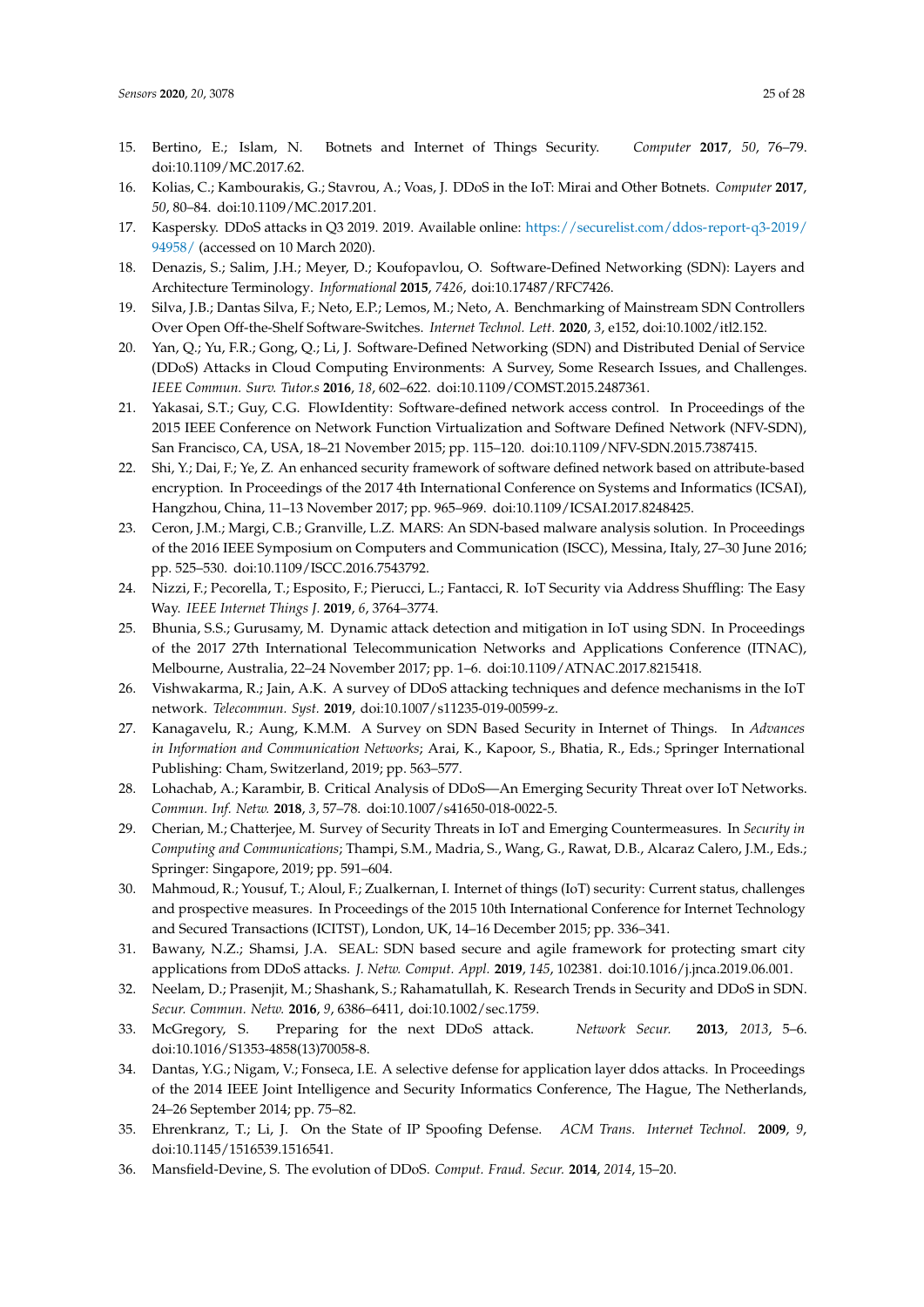15. Bertino, E.; Islam, N. Botnets and Internet of Things Security. *Computer* **2017**, *50*, 76–79. doi:10.1109/MC.2017.62.
16. Kolias, C.; Kambourakis, G.; Stavrou, A.; Voas, J. DDoS in the IoT: Mirai and Other Botnets. *Computer* **2017**, *50*, 80–84. doi:10.1109/MC.2017.201.
17. Kaspersky. DDoS attacks in Q3 2019. 2019. Available online: https://securelist.com/ddos-report-q3-2019/94958/ (accessed on 10 March 2020).
18. Denazis, S.; Salim, J.H.; Meyer, D.; Koufopavlou, O. Software-Defined Networking (SDN): Layers and Architecture Terminology. *Informational* **2015**, *7426*, doi:10.17487/RFC7426.
19. Silva, J.B.; Dantas Silva, F.; Neto, E.P.; Lemos, M.; Neto, A. Benchmarking of Mainstream SDN Controllers Over Open Off-the-Shelf Software-Switches. *Internet Technol. Lett.* **2020**, *3*, e152, doi:10.1002/itl2.152.
20. Yan, Q.; Yu, F.R.; Gong, Q.; Li, J. Software-Defined Networking (SDN) and Distributed Denial of Service (DDoS) Attacks in Cloud Computing Environments: A Survey, Some Research Issues, and Challenges. *IEEE Commun. Surv. Tutor.s* **2016**, *18*, 602–622. doi:10.1109/COMST.2015.2487361.
21. Yakasai, S.T.; Guy, C.G. FlowIdentity: Software-defined network access control. In Proceedings of the 2015 IEEE Conference on Network Function Virtualization and Software Defined Network (NFV-SDN), San Francisco, CA, USA, 18–21 November 2015; pp. 115–120. doi:10.1109/NFV-SDN.2015.7387415.
22. Shi, Y.; Dai, F.; Ye, Z. An enhanced security framework of software defined network based on attribute-based encryption. In Proceedings of the 2017 4th International Conference on Systems and Informatics (ICSAI), Hangzhou, China, 11–13 November 2017; pp. 965–969. doi:10.1109/ICSAI.2017.8248425.
23. Ceron, J.M.; Margi, C.B.; Granville, L.Z. MARS: An SDN-based malware analysis solution. In Proceedings of the 2016 IEEE Symposium on Computers and Communication (ISCC), Messina, Italy, 27–30 June 2016; pp. 525–530. doi:10.1109/ISCC.2016.7543792.
24. Nizzi, F.; Pecorella, T.; Esposito, F.; Pierucci, L.; Fantacci, R. IoT Security via Address Shuffling: The Easy Way. *IEEE Internet Things J.* **2019**, *6*, 3764–3774.
25. Bhunia, S.S.; Gurusamy, M. Dynamic attack detection and mitigation in IoT using SDN. In Proceedings of the 2017 27th International Telecommunication Networks and Applications Conference (ITNAC), Melbourne, Australia, 22–24 November 2017; pp. 1–6. doi:10.1109/ATNAC.2017.8215418.
26. Vishwakarma, R.; Jain, A.K. A survey of DDoS attacking techniques and defence mechanisms in the IoT network. *Telecommun. Syst.* **2019**, doi:10.1007/s11235-019-00599-z.
27. Kanagavelu, R.; Aung, K.M.M. A Survey on SDN Based Security in Internet of Things. In *Advances in Information and Communication Networks*; Arai, K., Kapoor, S., Bhatia, R., Eds.; Springer International Publishing: Cham, Switzerland, 2019; pp. 563–577.
28. Lohachab, A.; Karambir, B. Critical Analysis of DDoS—An Emerging Security Threat over IoT Networks. *Commun. Inf. Netw.* **2018**, *3*, 57–78. doi:10.1007/s41650-018-0022-5.
29. Cherian, M.; Chatterjee, M. Survey of Security Threats in IoT and Emerging Countermeasures. In *Security in Computing and Communications*; Thampi, S.M., Madria, S., Wang, G., Rawat, D.B., Alcaraz Calero, J.M., Eds.; Springer: Singapore, 2019; pp. 591–604.
30. Mahmoud, R.; Yousuf, T.; Aloul, F.; Zualkernan, I. Internet of things (IoT) security: Current status, challenges and prospective measures. In Proceedings of the 2015 10th International Conference for Internet Technology and Secured Transactions (ICITST), London, UK, 14–16 December 2015; pp. 336–341.
31. Bawany, N.Z.; Shamsi, J.A. SEAL: SDN based secure and agile framework for protecting smart city applications from DDoS attacks. *J. Netw. Comput. Appl.* **2019**, *145*, 102381. doi:10.1016/j.jnca.2019.06.001.
32. Neelam, D.; Prasenjit, M.; Shashank, S.; Rahamatullah, K. Research Trends in Security and DDoS in SDN. *Secur. Commun. Netw.* **2016**, *9*, 6386–6411, doi:10.1002/sec.1759.
33. McGregory, S. Preparing for the next DDoS attack. *Network Secur.* **2013**, *2013*, 5–6. doi:10.1016/S1353-4858(13)70058-8.
34. Dantas, Y.G.; Nigam, V.; Fonseca, I.E. A selective defense for application layer ddos attacks. In Proceedings of the 2014 IEEE Joint Intelligence and Security Informatics Conference, The Hague, The Netherlands, 24–26 September 2014; pp. 75–82.
35. Ehrenkranz, T.; Li, J. On the State of IP Spoofing Defense. *ACM Trans. Internet Technol.* **2009**, *9*, doi:10.1145/1516539.1516541.
36. Mansfield-Devine, S. The evolution of DDoS. *Comput. Fraud. Secur.* **2014**, *2014*, 15–20.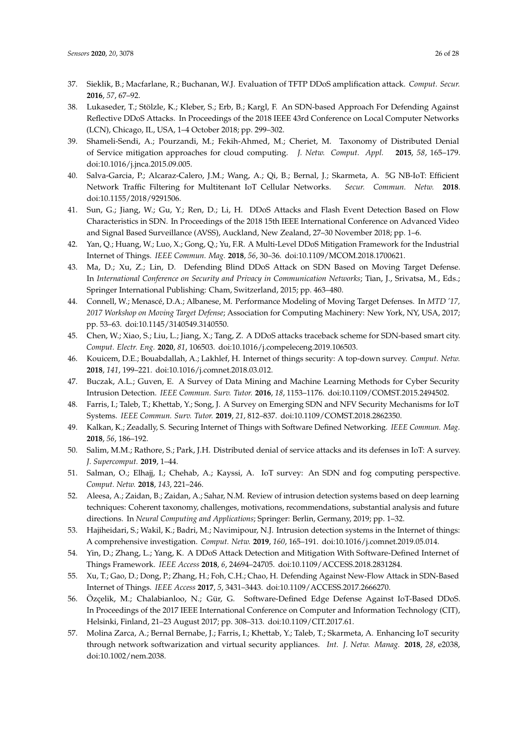37. Sieklik, B.; Macfarlane, R.; Buchanan, W.J. Evaluation of TFTP DDoS amplification attack. *Comput. Secur.* **2016**, *57*, 67–92.
38. Lukaseder, T.; Stölzle, K.; Kleber, S.; Erb, B.; Kargl, F. An SDN-based Approach For Defending Against Reflective DDoS Attacks. In Proceedings of the 2018 IEEE 43rd Conference on Local Computer Networks (LCN), Chicago, IL, USA, 1–4 October 2018; pp. 299–302.
39. Shameli-Sendi, A.; Pourzandi, M.; Fekih-Ahmed, M.; Cheriet, M. Taxonomy of Distributed Denial of Service mitigation approaches for cloud computing. *J. Netw. Comput. Appl.* **2015**, *58*, 165–179. doi:10.1016/j.jnca.2015.09.005.
40. Salva-Garcia, P.; Alcaraz-Calero, J.M.; Wang, A.; Qi, B.; Bernal, J.; Skarmeta, A. 5G NB-IoT: Efficient Network Traffic Filtering for Multitenant IoT Cellular Networks. *Secur. Commun. Netw.* **2018**. doi:10.1155/2018/9291506.
41. Sun, G.; Jiang, W.; Gu, Y.; Ren, D.; Li, H. DDoS Attacks and Flash Event Detection Based on Flow Characteristics in SDN. In Proceedings of the 2018 15th IEEE International Conference on Advanced Video and Signal Based Surveillance (AVSS), Auckland, New Zealand, 27–30 November 2018; pp. 1–6.
42. Yan, Q.; Huang, W.; Luo, X.; Gong, Q.; Yu, F.R. A Multi-Level DDoS Mitigation Framework for the Industrial Internet of Things. *IEEE Commun. Mag.* **2018**, *56*, 30–36. doi:10.1109/MCOM.2018.1700621.
43. Ma, D.; Xu, Z.; Lin, D. Defending Blind DDoS Attack on SDN Based on Moving Target Defense. In *International Conference on Security and Privacy in Communication Networks*; Tian, J., Srivatsa, M., Eds.; Springer International Publishing: Cham, Switzerland, 2015; pp. 463–480.
44. Connell, W.; Menascé, D.A.; Albanese, M. Performance Modeling of Moving Target Defenses. In *MTD '17, 2017 Workshop on Moving Target Defense*; Association for Computing Machinery: New York, NY, USA, 2017; pp. 53–63. doi:10.1145/3140549.3140550.
45. Chen, W.; Xiao, S.; Liu, L.; Jiang, X.; Tang, Z. A DDoS attacks traceback scheme for SDN-based smart city. *Comput. Electr. Eng.* **2020**, *81*, 106503. doi:10.1016/j.compeleceng.2019.106503.
46. Kouicem, D.E.; Bouabdallah, A.; Lakhlef, H. Internet of things security: A top-down survey. *Comput. Netw.* **2018**, *141*, 199–221. doi:10.1016/j.comnet.2018.03.012.
47. Buczak, A.L.; Guven, E. A Survey of Data Mining and Machine Learning Methods for Cyber Security Intrusion Detection. *IEEE Commun. Surv. Tutor.* **2016**, *18*, 1153–1176. doi:10.1109/COMST.2015.2494502.
48. Farris, I.; Taleb, T.; Khettab, Y.; Song, J. A Survey on Emerging SDN and NFV Security Mechanisms for IoT Systems. *IEEE Commun. Surv. Tutor.* **2019**, *21*, 812–837. doi:10.1109/COMST.2018.2862350.
49. Kalkan, K.; Zeadally, S. Securing Internet of Things with Software Defined Networking. *IEEE Commun. Mag.* **2018**, *56*, 186–192.
50. Salim, M.M.; Rathore, S.; Park, J.H. Distributed denial of service attacks and its defenses in IoT: A survey. *J. Supercomput.* **2019**, 1–44.
51. Salman, O.; Elhajj, I.; Chehab, A.; Kayssi, A. IoT survey: An SDN and fog computing perspective. *Comput. Netw.* **2018**, *143*, 221–246.
52. Aleesa, A.; Zaidan, B.; Zaidan, A.; Sahar, N.M. Review of intrusion detection systems based on deep learning techniques: Coherent taxonomy, challenges, motivations, recommendations, substantial analysis and future directions. In *Neural Computing and Applications*; Springer: Berlin, Germany, 2019; pp. 1–32.
53. Hajiheidari, S.; Wakil, K.; Badri, M.; Navimipour, N.J. Intrusion detection systems in the Internet of things: A comprehensive investigation. *Comput. Netw.* **2019**, *160*, 165–191. doi:10.1016/j.comnet.2019.05.014.
54. Yin, D.; Zhang, L.; Yang, K. A DDoS Attack Detection and Mitigation With Software-Defined Internet of Things Framework. *IEEE Access* **2018**, *6*, 24694–24705. doi:10.1109/ACCESS.2018.2831284.
55. Xu, T.; Gao, D.; Dong, P.; Zhang, H.; Foh, C.H.; Chao, H. Defending Against New-Flow Attack in SDN-Based Internet of Things. *IEEE Access* **2017**, *5*, 3431–3443. doi:10.1109/ACCESS.2017.2666270.
56. Özçelik, M.; Chalabianloo, N.; Gür, G. Software-Defined Edge Defense Against IoT-Based DDoS. In Proceedings of the 2017 IEEE International Conference on Computer and Information Technology (CIT), Helsinki, Finland, 21–23 August 2017; pp. 308–313. doi:10.1109/CIT.2017.61.
57. Molina Zarca, A.; Bernal Bernabe, J.; Farris, I.; Khettab, Y.; Taleb, T.; Skarmeta, A. Enhancing IoT security through network softwarization and virtual security appliances. *Int. J. Netw. Manag.* **2018**, *28*, e2038, doi:10.1002/nem.2038.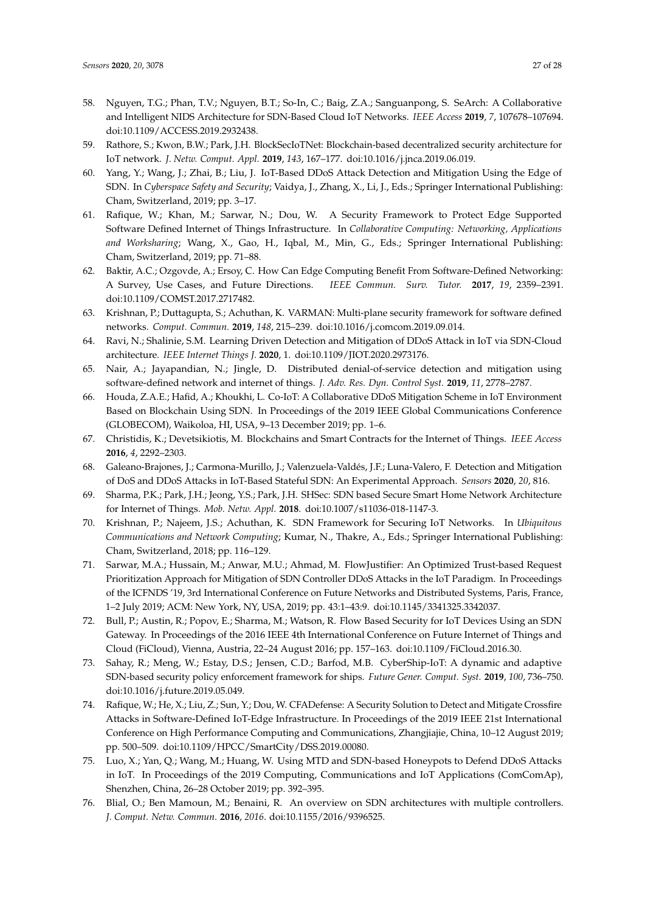58. Nguyen, T.G.; Phan, T.V.; Nguyen, B.T.; So-In, C.; Baig, Z.A.; Sanguanpong, S. SeArch: A Collaborative and Intelligent NIDS Architecture for SDN-Based Cloud IoT Networks. *IEEE Access* **2019**, *7*, 107678–107694. doi:10.1109/ACCESS.2019.2932438.
59. Rathore, S.; Kwon, B.W.; Park, J.H. BlockSecIoTNet: Blockchain-based decentralized security architecture for IoT network. *J. Netw. Comput. Appl.* **2019**, *143*, 167–177. doi:10.1016/j.jnca.2019.06.019.
60. Yang, Y.; Wang, J.; Zhai, B.; Liu, J. IoT-Based DDoS Attack Detection and Mitigation Using the Edge of SDN. In *Cyberspace Safety and Security*; Vaidya, J., Zhang, X., Li, J., Eds.; Springer International Publishing: Cham, Switzerland, 2019; pp. 3–17.
61. Rafique, W.; Khan, M.; Sarwar, N.; Dou, W. A Security Framework to Protect Edge Supported Software Defined Internet of Things Infrastructure. In *Collaborative Computing: Networking, Applications and Worksharing*; Wang, X., Gao, H., Iqbal, M., Min, G., Eds.; Springer International Publishing: Cham, Switzerland, 2019; pp. 71–88.
62. Baktir, A.C.; Ozgovde, A.; Ersoy, C. How Can Edge Computing Benefit From Software-Defined Networking: A Survey, Use Cases, and Future Directions. *IEEE Commun. Surv. Tutor.* **2017**, *19*, 2359–2391. doi:10.1109/COMST.2017.2717482.
63. Krishnan, P.; Duttagupta, S.; Achuthan, K. VARMAN: Multi-plane security framework for software defined networks. *Comput. Commun.* **2019**, *148*, 215–239. doi:10.1016/j.comcom.2019.09.014.
64. Ravi, N.; Shalinie, S.M. Learning Driven Detection and Mitigation of DDoS Attack in IoT via SDN-Cloud architecture. *IEEE Internet Things J.* **2020**, 1. doi:10.1109/JIOT.2020.2973176.
65. Nair, A.; Jayapandian, N.; Jingle, D. Distributed denial-of-service detection and mitigation using software-defined network and internet of things. *J. Adv. Res. Dyn. Control Syst.* **2019**, *11*, 2778–2787.
66. Houda, Z.A.E.; Hafid, A.; Khoukhi, L. Co-IoT: A Collaborative DDoS Mitigation Scheme in IoT Environment Based on Blockchain Using SDN. In Proceedings of the 2019 IEEE Global Communications Conference (GLOBECOM), Waikoloa, HI, USA, 9–13 December 2019; pp. 1–6.
67. Christidis, K.; Devetsikiotis, M. Blockchains and Smart Contracts for the Internet of Things. *IEEE Access* **2016**, *4*, 2292–2303.
68. Galeano-Brajones, J.; Carmona-Murillo, J.; Valenzuela-Valdés, J.F.; Luna-Valero, F. Detection and Mitigation of DoS and DDoS Attacks in IoT-Based Stateful SDN: An Experimental Approach. *Sensors* **2020**, *20*, 816.
69. Sharma, P.K.; Park, J.H.; Jeong, Y.S.; Park, J.H. SHSec: SDN based Secure Smart Home Network Architecture for Internet of Things. *Mob. Netw. Appl.* **2018**. doi:10.1007/s11036-018-1147-3.
70. Krishnan, P.; Najeem, J.S.; Achuthan, K. SDN Framework for Securing IoT Networks. In *Ubiquitous Communications and Network Computing*; Kumar, N., Thakre, A., Eds.; Springer International Publishing: Cham, Switzerland, 2018; pp. 116–129.
71. Sarwar, M.A.; Hussain, M.; Anwar, M.U.; Ahmad, M. FlowJustifier: An Optimized Trust-based Request Prioritization Approach for Mitigation of SDN Controller DDoS Attacks in the IoT Paradigm. In Proceedings of the ICFNDS '19, 3rd International Conference on Future Networks and Distributed Systems, Paris, France, 1–2 July 2019; ACM: New York, NY, USA, 2019; pp. 43:1–43:9. doi:10.1145/3341325.3342037.
72. Bull, P.; Austin, R.; Popov, E.; Sharma, M.; Watson, R. Flow Based Security for IoT Devices Using an SDN Gateway. In Proceedings of the 2016 IEEE 4th International Conference on Future Internet of Things and Cloud (FiCloud), Vienna, Austria, 22–24 August 2016; pp. 157–163. doi:10.1109/FiCloud.2016.30.
73. Sahay, R.; Meng, W.; Estay, D.S.; Jensen, C.D.; Barfod, M.B. CyberShip-IoT: A dynamic and adaptive SDN-based security policy enforcement framework for ships. *Future Gener. Comput. Syst.* **2019**, *100*, 736–750. doi:10.1016/j.future.2019.05.049.
74. Rafique, W.; He, X.; Liu, Z.; Sun, Y.; Dou, W. CFADefense: A Security Solution to Detect and Mitigate Crossfire Attacks in Software-Defined IoT-Edge Infrastructure. In Proceedings of the 2019 IEEE 21st International Conference on High Performance Computing and Communications, Zhangjiajie, China, 10–12 August 2019; pp. 500–509. doi:10.1109/HPCC/SmartCity/DSS.2019.00080.
75. Luo, X.; Yan, Q.; Wang, M.; Huang, W. Using MTD and SDN-based Honeypots to Defend DDoS Attacks in IoT. In Proceedings of the 2019 Computing, Communications and IoT Applications (ComComAp), Shenzhen, China, 26–28 October 2019; pp. 392–395.
76. Blial, O.; Ben Mamoun, M.; Benaini, R. An overview on SDN architectures with multiple controllers. *J. Comput. Netw. Commun.* **2016**, *2016*. doi:10.1155/2016/9396525.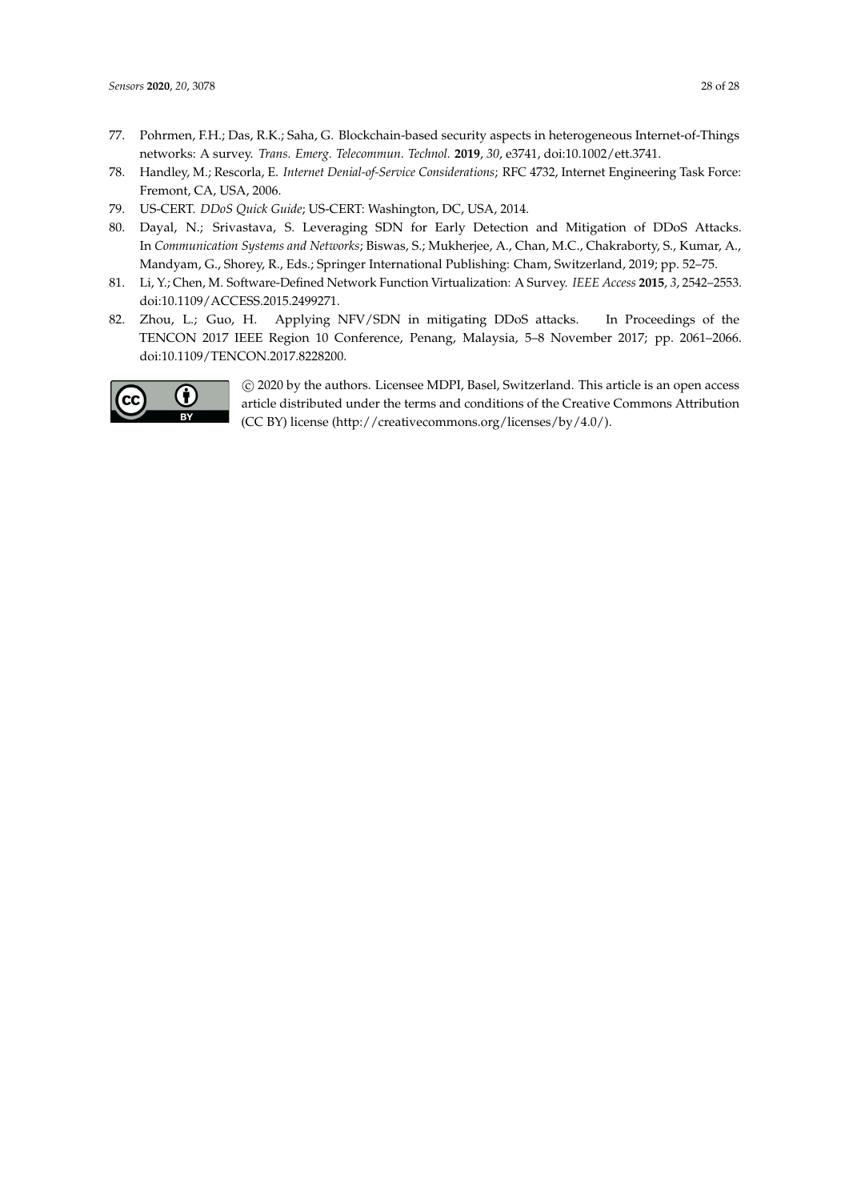77. Pohrmen, F.H.; Das, R.K.; Saha, G. Blockchain-based security aspects in heterogeneous Internet-of-Things networks: A survey. *Trans. Emerg. Telecommun. Technol.* **2019**, *30*, e3741, doi:10.1002/ett.3741.
78. Handley, M.; Rescorla, E. *Internet Denial-of-Service Considerations*; RFC 4732, Internet Engineering Task Force: Fremont, CA, USA, 2006.
79. US-CERT. *DDoS Quick Guide*; US-CERT: Washington, DC, USA, 2014.
80. Dayal, N.; Srivastava, S. Leveraging SDN for Early Detection and Mitigation of DDoS Attacks. In *Communication Systems and Networks*; Biswas, S.; Mukherjee, A., Chan, M.C., Chakraborty, S., Kumar, A., Mandyam, G., Shorey, R., Eds.; Springer International Publishing: Cham, Switzerland, 2019; pp. 52–75.
81. Li, Y.; Chen, M. Software-Defined Network Function Virtualization: A Survey. *IEEE Access* **2015**, *3*, 2542–2553. doi:10.1109/ACCESS.2015.2499271.
82. Zhou, L.; Guo, H. Applying NFV/SDN in mitigating DDoS attacks. In Proceedings of the TENCON 2017 IEEE Region 10 Conference, Penang, Malaysia, 5–8 November 2017; pp. 2061–2066. doi:10.1109/TENCON.2017.8228200.

© 2020 by the authors. Licensee MDPI, Basel, Switzerland. This article is an open access article distributed under the terms and conditions of the Creative Commons Attribution (CC BY) license (http://creativecommons.org/licenses/by/4.0/).